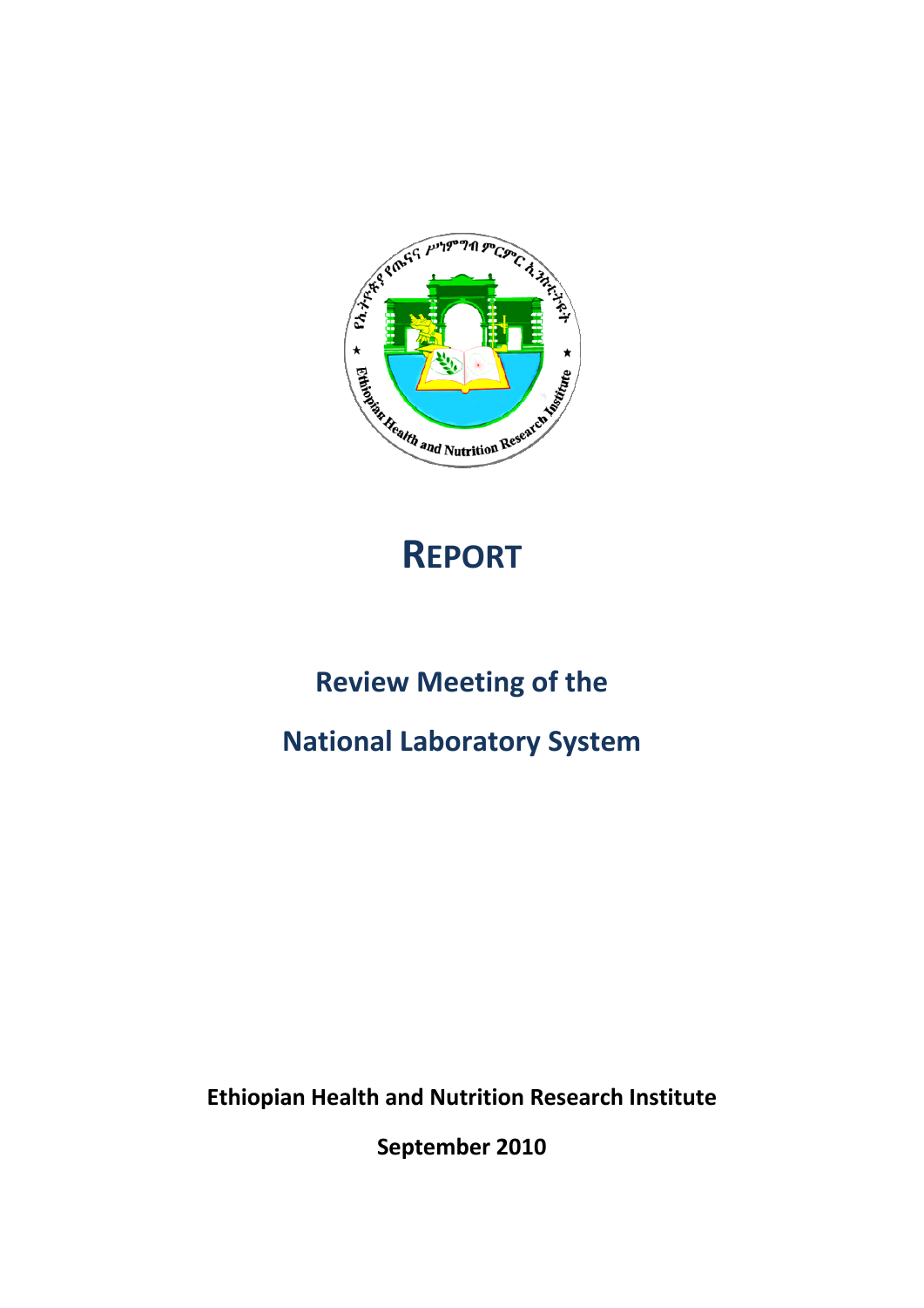# REPORT

## Review Meeting of the

## National Laboratory System

**Ethiopian Health and Nutrition Research Institute**

**September 2010**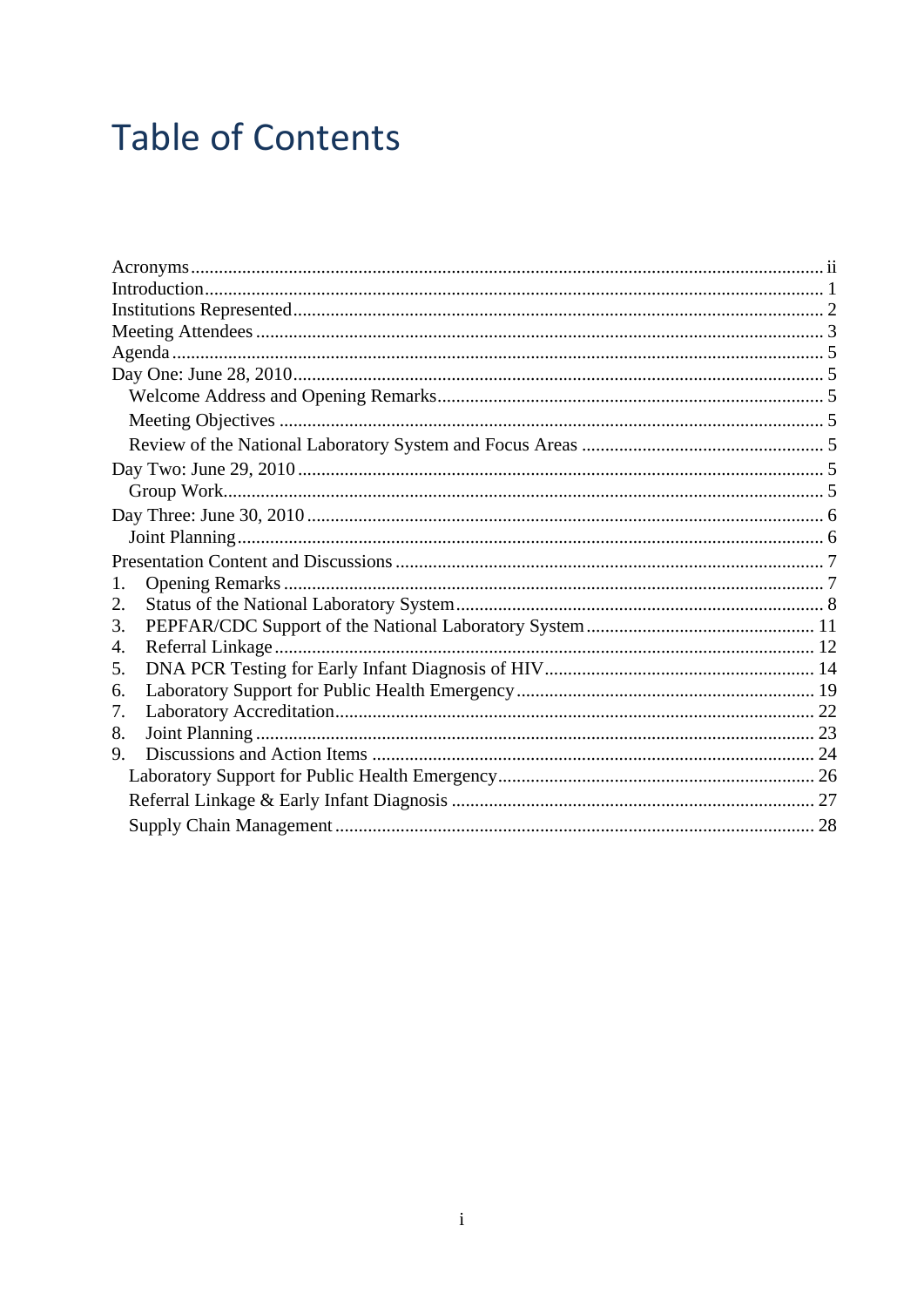# Table of Contents

Acronyms ..... ii
Introduction ..... 1
Institutions Represented ..... 2
Meeting Attendees ..... 3
Agenda ..... 5
Day One: June 28, 2010 ..... 5
  Welcome Address and Opening Remarks ..... 5
  Meeting Objectives ..... 5
  Review of the National Laboratory System and Focus Areas ..... 5
Day Two: June 29, 2010 ..... 5
  Group Work ..... 5
Day Three: June 30, 2010 ..... 6
  Joint Planning ..... 6
Presentation Content and Discussions ..... 7
1. Opening Remarks ..... 7
2. Status of the National Laboratory System ..... 8
3. PEPFAR/CDC Support of the National Laboratory System ..... 11
4. Referral Linkage ..... 12
5. DNA PCR Testing for Early Infant Diagnosis of HIV ..... 14
6. Laboratory Support for Public Health Emergency ..... 19
7. Laboratory Accreditation ..... 22
8. Joint Planning ..... 23
9. Discussions and Action Items ..... 24
  Laboratory Support for Public Health Emergency ..... 26
  Referral Linkage & Early Infant Diagnosis ..... 27
  Supply Chain Management ..... 28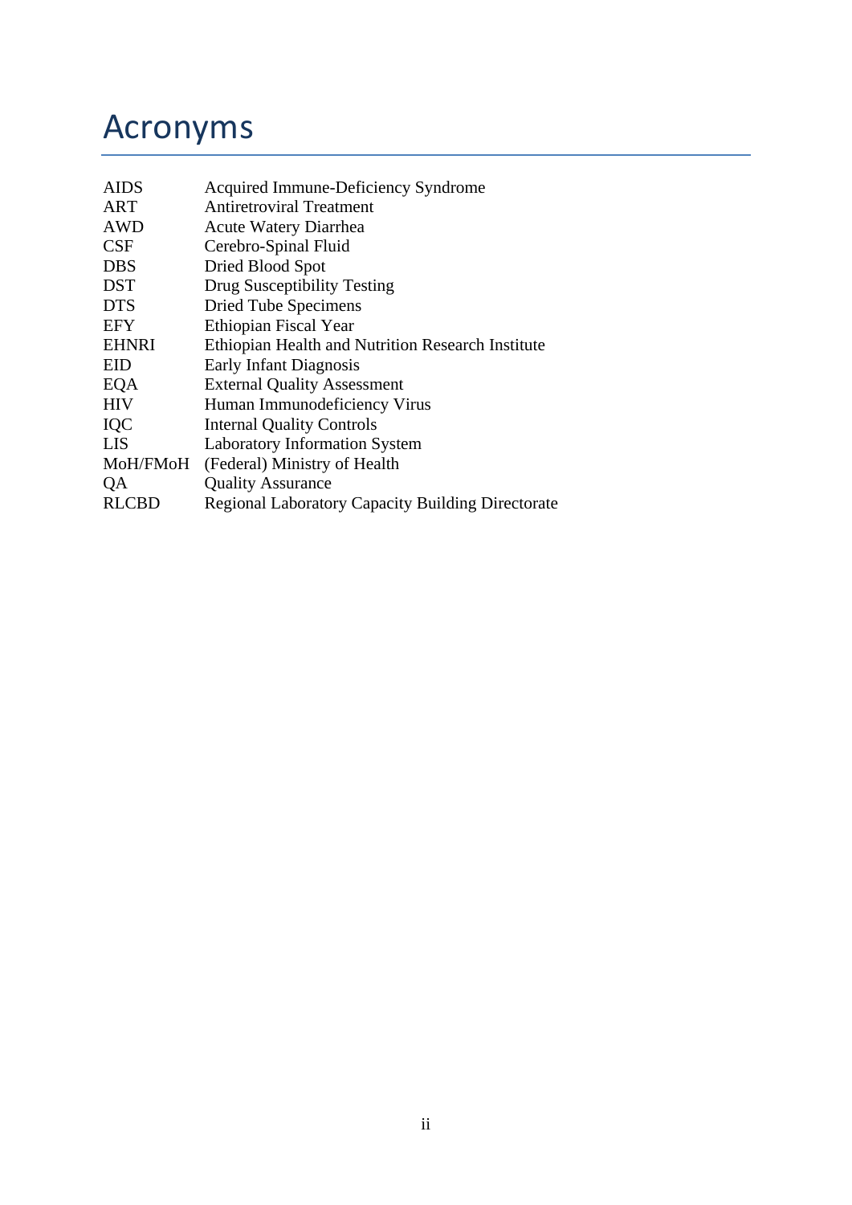# Acronyms

| | |
|---|---|
| AIDS | Acquired Immune-Deficiency Syndrome |
| ART | Antiretroviral Treatment |
| AWD | Acute Watery Diarrhea |
| CSF | Cerebro-Spinal Fluid |
| DBS | Dried Blood Spot |
| DST | Drug Susceptibility Testing |
| DTS | Dried Tube Specimens |
| EFY | Ethiopian Fiscal Year |
| EHNRI | Ethiopian Health and Nutrition Research Institute |
| EID | Early Infant Diagnosis |
| EQA | External Quality Assessment |
| HIV | Human Immunodeficiency Virus |
| IQC | Internal Quality Controls |
| LIS | Laboratory Information System |
| MoH/FMoH | (Federal) Ministry of Health |
| QA | Quality Assurance |
| RLCBD | Regional Laboratory Capacity Building Directorate |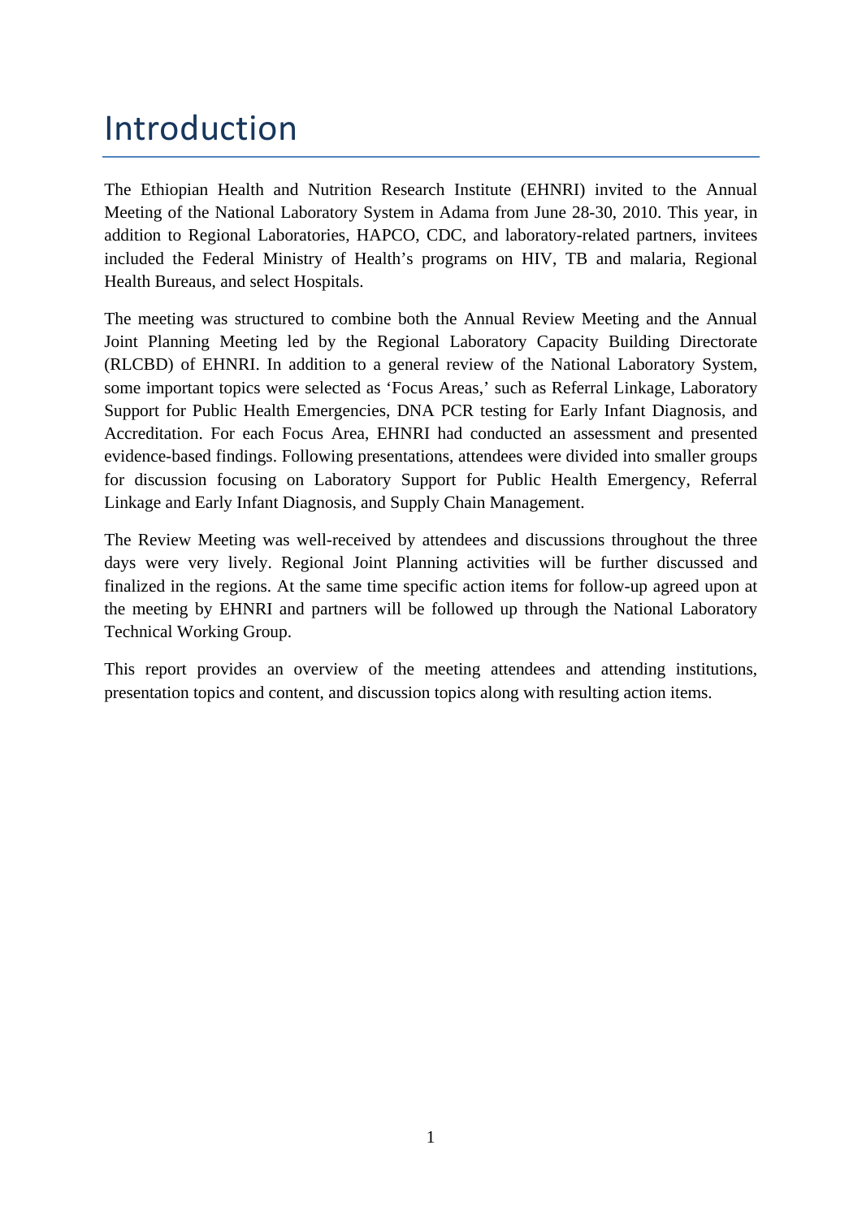# Introduction

The Ethiopian Health and Nutrition Research Institute (EHNRI) invited to the Annual Meeting of the National Laboratory System in Adama from June 28-30, 2010. This year, in addition to Regional Laboratories, HAPCO, CDC, and laboratory-related partners, invitees included the Federal Ministry of Health's programs on HIV, TB and malaria, Regional Health Bureaus, and select Hospitals.

The meeting was structured to combine both the Annual Review Meeting and the Annual Joint Planning Meeting led by the Regional Laboratory Capacity Building Directorate (RLCBD) of EHNRI. In addition to a general review of the National Laboratory System, some important topics were selected as 'Focus Areas,' such as Referral Linkage, Laboratory Support for Public Health Emergencies, DNA PCR testing for Early Infant Diagnosis, and Accreditation. For each Focus Area, EHNRI had conducted an assessment and presented evidence-based findings. Following presentations, attendees were divided into smaller groups for discussion focusing on Laboratory Support for Public Health Emergency, Referral Linkage and Early Infant Diagnosis, and Supply Chain Management.

The Review Meeting was well-received by attendees and discussions throughout the three days were very lively. Regional Joint Planning activities will be further discussed and finalized in the regions. At the same time specific action items for follow-up agreed upon at the meeting by EHNRI and partners will be followed up through the National Laboratory Technical Working Group.

This report provides an overview of the meeting attendees and attending institutions, presentation topics and content, and discussion topics along with resulting action items.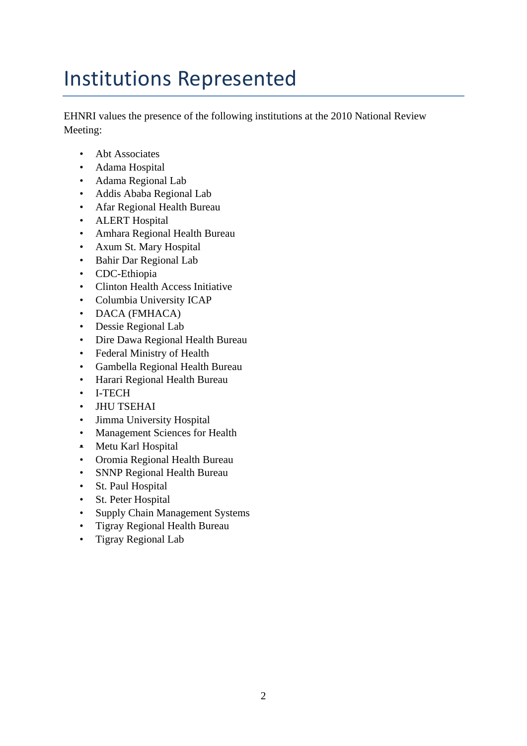# Institutions Represented

EHNRI values the presence of the following institutions at the 2010 National Review Meeting:

- Abt Associates
- Adama Hospital
- Adama Regional Lab
- Addis Ababa Regional Lab
- Afar Regional Health Bureau
- ALERT Hospital
- Amhara Regional Health Bureau
- Axum St. Mary Hospital
- Bahir Dar Regional Lab
- CDC-Ethiopia
- Clinton Health Access Initiative
- Columbia University ICAP
- DACA (FMHACA)
- Dessie Regional Lab
- Dire Dawa Regional Health Bureau
- Federal Ministry of Health
- Gambella Regional Health Bureau
- Harari Regional Health Bureau
- I-TECH
- JHU TSEHAI
- Jimma University Hospital
- Management Sciences for Health
- Metu Karl Hospital
- Oromia Regional Health Bureau
- SNNP Regional Health Bureau
- St. Paul Hospital
- St. Peter Hospital
- Supply Chain Management Systems
- Tigray Regional Health Bureau
- Tigray Regional Lab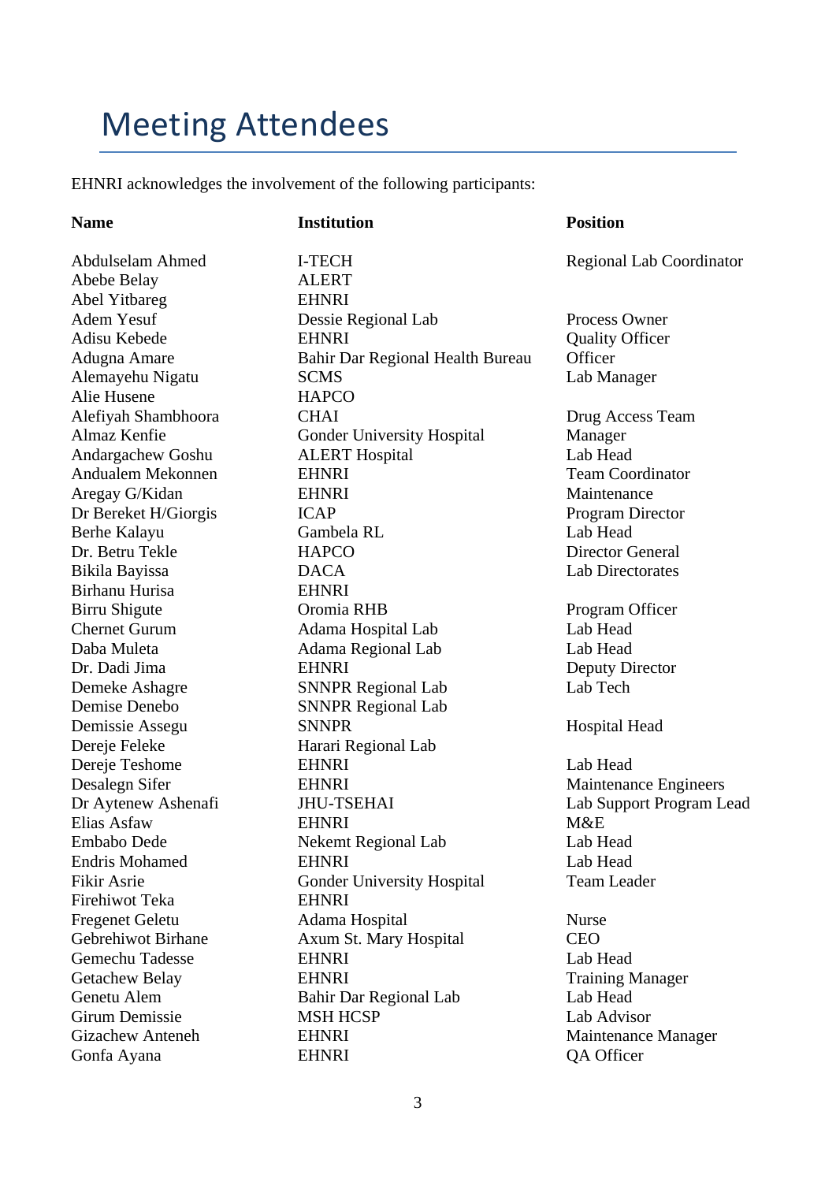# Meeting Attendees

EHNRI acknowledges the involvement of the following participants:

| Name | Institution | Position |
|---|---|---|
| Abdulselam Ahmed | I-TECH | Regional Lab Coordinator |
| Abebe Belay | ALERT | |
| Abel Yitbareg | EHNRI | |
| Adem Yesuf | Dessie Regional Lab | Process Owner |
| Adisu Kebede | EHNRI | Quality Officer |
| Adugna Amare | Bahir Dar Regional Health Bureau | Officer |
| Alemayehu Nigatu | SCMS | Lab Manager |
| Alie Husene | HAPCO | |
| Alefiyah Shambhoora | CHAI | Drug Access Team |
| Almaz Kenfie | Gonder University Hospital | Manager |
| Andargachew Goshu | ALERT Hospital | Lab Head |
| Andualem Mekonnen | EHNRI | Team Coordinator |
| Aregay G/Kidan | EHNRI | Maintenance |
| Dr Bereket H/Giorgis | ICAP | Program Director |
| Berhe Kalayu | Gambela RL | Lab Head |
| Dr. Betru Tekle | HAPCO | Director General |
| Bikila Bayissa | DACA | Lab Directorates |
| Birhanu Hurisa | EHNRI | |
| Birru Shigute | Oromia RHB | Program Officer |
| Chernet Gurum | Adama Hospital Lab | Lab Head |
| Daba Muleta | Adama Regional Lab | Lab Head |
| Dr. Dadi Jima | EHNRI | Deputy Director |
| Demeke Ashagre | SNNPR Regional Lab | Lab Tech |
| Demise Denebo | SNNPR Regional Lab | |
| Demissie Assegu | SNNPR | Hospital Head |
| Dereje Feleke | Harari Regional Lab | |
| Dereje Teshome | EHNRI | Lab Head |
| Desalegn Sifer | EHNRI | Maintenance Engineers |
| Dr Aytenew Ashenafi | JHU-TSEHAI | Lab Support Program Lead |
| Elias Asfaw | EHNRI | M&E |
| Embabo Dede | Nekemt Regional Lab | Lab Head |
| Endris Mohamed | EHNRI | Lab Head |
| Fikir Asrie | Gonder University Hospital | Team Leader |
| Firehiwot Teka | EHNRI | |
| Fregenet Geletu | Adama Hospital | Nurse |
| Gebrehiwot Birhane | Axum St. Mary Hospital | CEO |
| Gemechu Tadesse | EHNRI | Lab Head |
| Getachew Belay | EHNRI | Training Manager |
| Genetu Alem | Bahir Dar Regional Lab | Lab Head |
| Girum Demissie | MSH HCSP | Lab Advisor |
| Gizachew Anteneh | EHNRI | Maintenance Manager |
| Gonfa Ayana | EHNRI | QA Officer |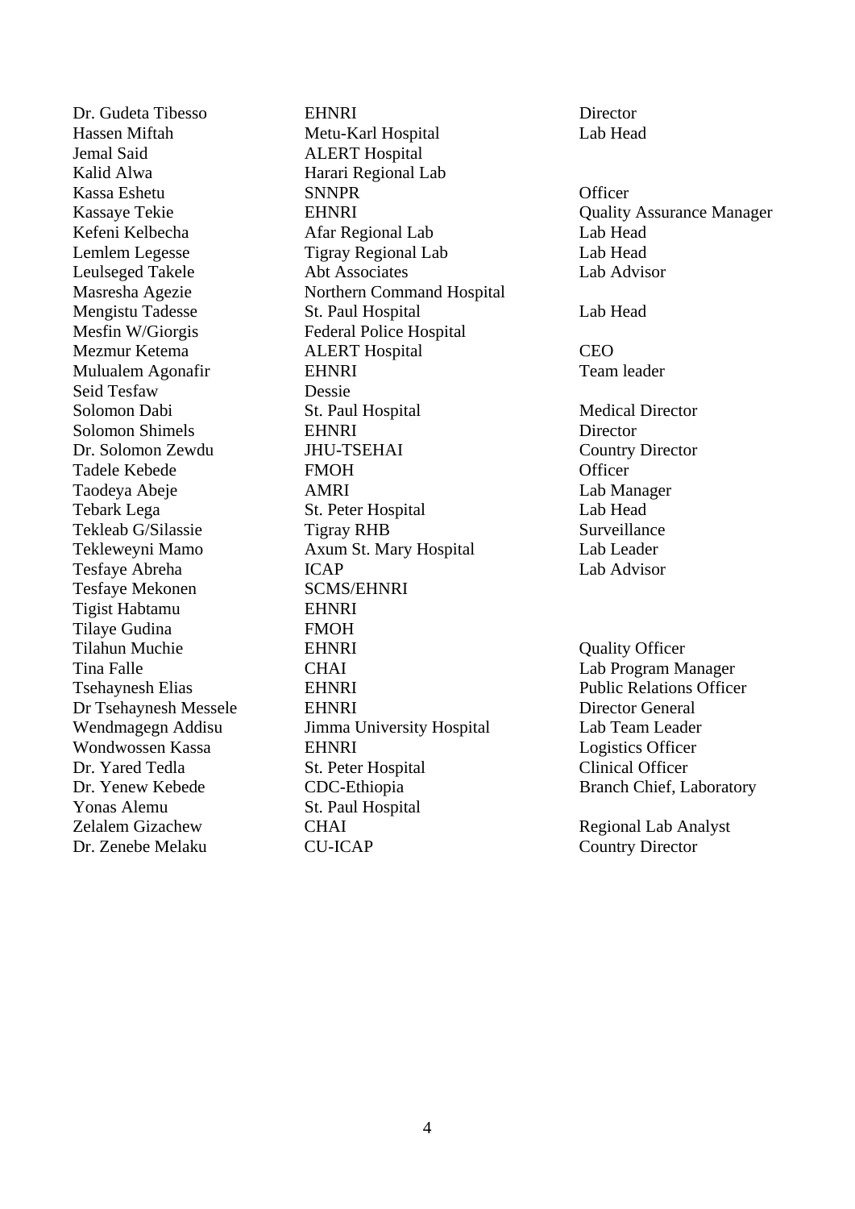| | | |
|---|---|---|
| Dr. Gudeta Tibesso | EHNRI | Director |
| Hassen Miftah | Metu-Karl Hospital | Lab Head |
| Jemal Said | ALERT Hospital | |
| Kalid Alwa | Harari Regional Lab | |
| Kassa Eshetu | SNNPR | Officer |
| Kassaye Tekie | EHNRI | Quality Assurance Manager |
| Kefeni Kelbecha | Afar Regional Lab | Lab Head |
| Lemlem Legesse | Tigray Regional Lab | Lab Head |
| Leulseged Takele | Abt Associates | Lab Advisor |
| Masresha Agezie | Northern Command Hospital | |
| Mengistu Tadesse | St. Paul Hospital | Lab Head |
| Mesfin W/Giorgis | Federal Police Hospital | |
| Mezmur Ketema | ALERT Hospital | CEO |
| Mulualem Agonafir | EHNRI | Team leader |
| Seid Tesfaw | Dessie | |
| Solomon Dabi | St. Paul Hospital | Medical Director |
| Solomon Shimels | EHNRI | Director |
| Dr. Solomon Zewdu | JHU-TSEHAI | Country Director |
| Tadele Kebede | FMOH | Officer |
| Taodeya Abeje | AMRI | Lab Manager |
| Tebark Lega | St. Peter Hospital | Lab Head |
| Tekleab G/Silassie | Tigray RHB | Surveillance |
| Tekleweyni Mamo | Axum St. Mary Hospital | Lab Leader |
| Tesfaye Abreha | ICAP | Lab Advisor |
| Tesfaye Mekonen | SCMS/EHNRI | |
| Tigist Habtamu | EHNRI | |
| Tilaye Gudina | FMOH | |
| Tilahun Muchie | EHNRI | Quality Officer |
| Tina Falle | CHAI | Lab Program Manager |
| Tsehaynesh Elias | EHNRI | Public Relations Officer |
| Dr Tsehaynesh Messele | EHNRI | Director General |
| Wendmagegn Addisu | Jimma University Hospital | Lab Team Leader |
| Wondwossen Kassa | EHNRI | Logistics Officer |
| Dr. Yared Tedla | St. Peter Hospital | Clinical Officer |
| Dr. Yenew Kebede | CDC-Ethiopia | Branch Chief, Laboratory |
| Yonas Alemu | St. Paul Hospital | |
| Zelalem Gizachew | CHAI | Regional Lab Analyst |
| Dr. Zenebe Melaku | CU-ICAP | Country Director |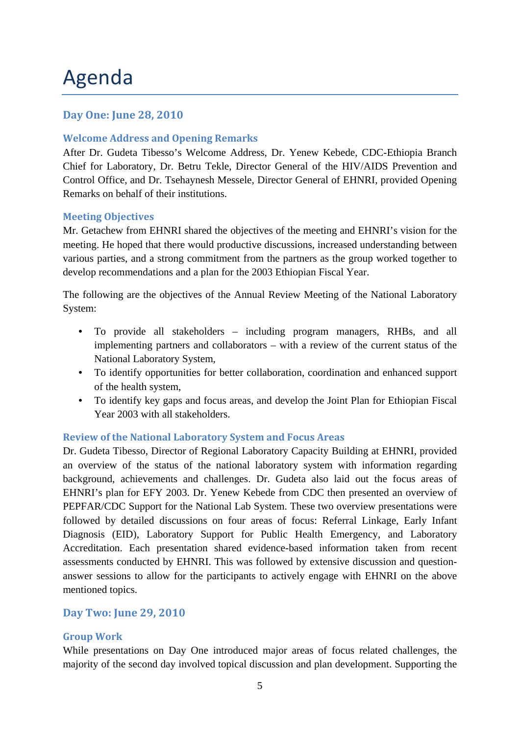# Agenda

## Day One: June 28, 2010

### Welcome Address and Opening Remarks

After Dr. Gudeta Tibesso's Welcome Address, Dr. Yenew Kebede, CDC-Ethiopia Branch Chief for Laboratory, Dr. Betru Tekle, Director General of the HIV/AIDS Prevention and Control Office, and Dr. Tsehaynesh Messele, Director General of EHNRI, provided Opening Remarks on behalf of their institutions.

### Meeting Objectives

Mr. Getachew from EHNRI shared the objectives of the meeting and EHNRI's vision for the meeting. He hoped that there would productive discussions, increased understanding between various parties, and a strong commitment from the partners as the group worked together to develop recommendations and a plan for the 2003 Ethiopian Fiscal Year.

The following are the objectives of the Annual Review Meeting of the National Laboratory System:

- To provide all stakeholders – including program managers, RHBs, and all implementing partners and collaborators – with a review of the current status of the National Laboratory System,
- To identify opportunities for better collaboration, coordination and enhanced support of the health system,
- To identify key gaps and focus areas, and develop the Joint Plan for Ethiopian Fiscal Year 2003 with all stakeholders.

### Review of the National Laboratory System and Focus Areas

Dr. Gudeta Tibesso, Director of Regional Laboratory Capacity Building at EHNRI, provided an overview of the status of the national laboratory system with information regarding background, achievements and challenges. Dr. Gudeta also laid out the focus areas of EHNRI's plan for EFY 2003. Dr. Yenew Kebede from CDC then presented an overview of PEPFAR/CDC Support for the National Lab System. These two overview presentations were followed by detailed discussions on four areas of focus: Referral Linkage, Early Infant Diagnosis (EID), Laboratory Support for Public Health Emergency, and Laboratory Accreditation. Each presentation shared evidence-based information taken from recent assessments conducted by EHNRI. This was followed by extensive discussion and question-answer sessions to allow for the participants to actively engage with EHNRI on the above mentioned topics.

## Day Two: June 29, 2010

### Group Work

While presentations on Day One introduced major areas of focus related challenges, the majority of the second day involved topical discussion and plan development. Supporting the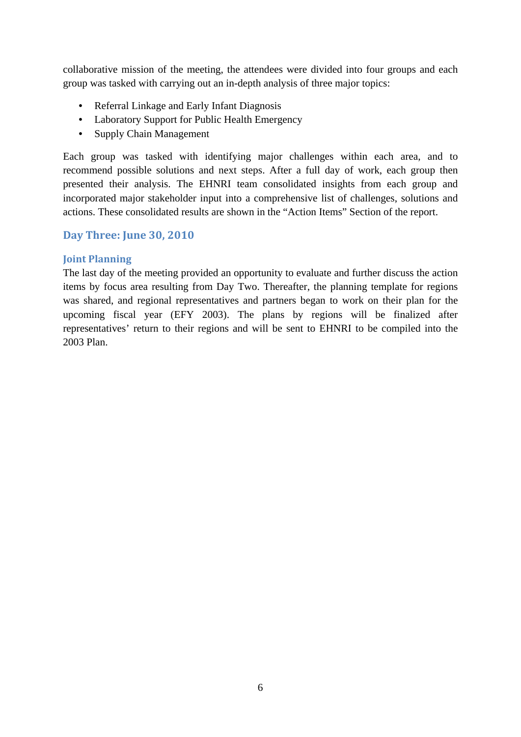collaborative mission of the meeting, the attendees were divided into four groups and each group was tasked with carrying out an in-depth analysis of three major topics:

- Referral Linkage and Early Infant Diagnosis
- Laboratory Support for Public Health Emergency
- Supply Chain Management

Each group was tasked with identifying major challenges within each area, and to recommend possible solutions and next steps. After a full day of work, each group then presented their analysis. The EHNRI team consolidated insights from each group and incorporated major stakeholder input into a comprehensive list of challenges, solutions and actions. These consolidated results are shown in the "Action Items" Section of the report.

## Day Three: June 30, 2010

### Joint Planning

The last day of the meeting provided an opportunity to evaluate and further discuss the action items by focus area resulting from Day Two. Thereafter, the planning template for regions was shared, and regional representatives and partners began to work on their plan for the upcoming fiscal year (EFY 2003). The plans by regions will be finalized after representatives' return to their regions and will be sent to EHNRI to be compiled into the 2003 Plan.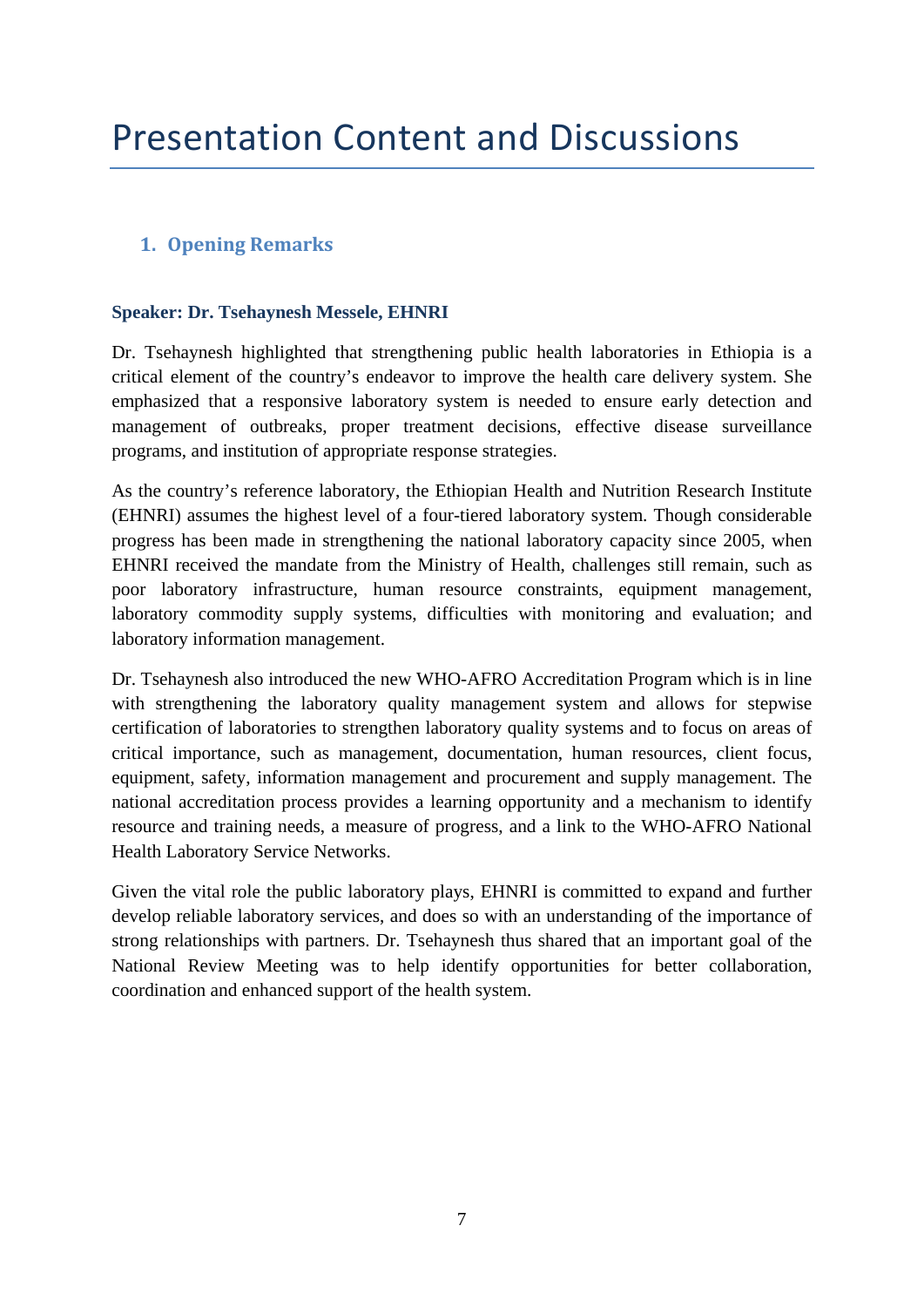# Presentation Content and Discussions

## 1. Opening Remarks

**Speaker: Dr. Tsehaynesh Messele, EHNRI**

Dr. Tsehaynesh highlighted that strengthening public health laboratories in Ethiopia is a critical element of the country's endeavor to improve the health care delivery system. She emphasized that a responsive laboratory system is needed to ensure early detection and management of outbreaks, proper treatment decisions, effective disease surveillance programs, and institution of appropriate response strategies.

As the country's reference laboratory, the Ethiopian Health and Nutrition Research Institute (EHNRI) assumes the highest level of a four-tiered laboratory system. Though considerable progress has been made in strengthening the national laboratory capacity since 2005, when EHNRI received the mandate from the Ministry of Health, challenges still remain, such as poor laboratory infrastructure, human resource constraints, equipment management, laboratory commodity supply systems, difficulties with monitoring and evaluation; and laboratory information management.

Dr. Tsehaynesh also introduced the new WHO-AFRO Accreditation Program which is in line with strengthening the laboratory quality management system and allows for stepwise certification of laboratories to strengthen laboratory quality systems and to focus on areas of critical importance, such as management, documentation, human resources, client focus, equipment, safety, information management and procurement and supply management. The national accreditation process provides a learning opportunity and a mechanism to identify resource and training needs, a measure of progress, and a link to the WHO-AFRO National Health Laboratory Service Networks.

Given the vital role the public laboratory plays, EHNRI is committed to expand and further develop reliable laboratory services, and does so with an understanding of the importance of strong relationships with partners. Dr. Tsehaynesh thus shared that an important goal of the National Review Meeting was to help identify opportunities for better collaboration, coordination and enhanced support of the health system.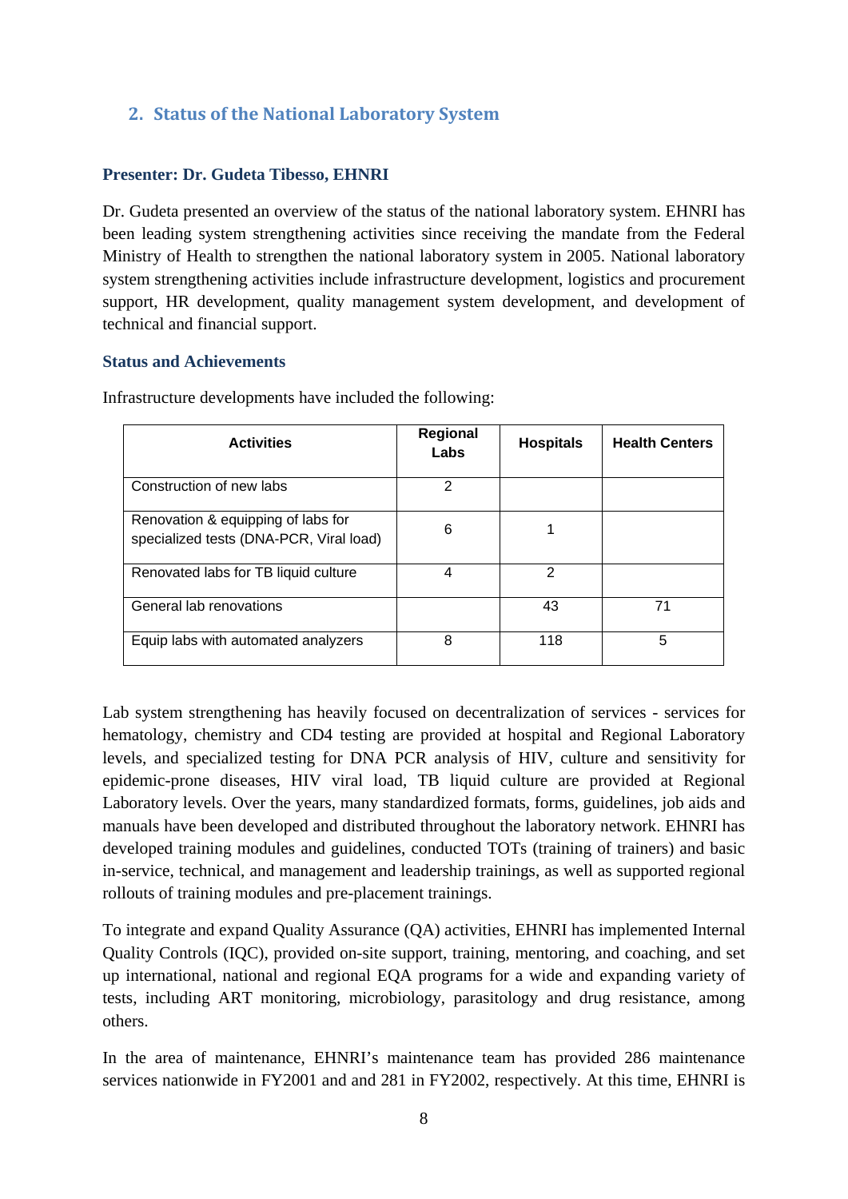## 2. Status of the National Laboratory System

**Presenter: Dr. Gudeta Tibesso, EHNRI**

Dr. Gudeta presented an overview of the status of the national laboratory system. EHNRI has been leading system strengthening activities since receiving the mandate from the Federal Ministry of Health to strengthen the national laboratory system in 2005. National laboratory system strengthening activities include infrastructure development, logistics and procurement support, HR development, quality management system development, and development of technical and financial support.

### Status and Achievements

Infrastructure developments have included the following:

| Activities | Regional Labs | Hospitals | Health Centers |
|---|---|---|---|
| Construction of new labs | 2 | | |
| Renovation & equipping of labs for specialized tests (DNA-PCR, Viral load) | 6 | 1 | |
| Renovated labs for TB liquid culture | 4 | 2 | |
| General lab renovations | | 43 | 71 |
| Equip labs with automated analyzers | 8 | 118 | 5 |

Lab system strengthening has heavily focused on decentralization of services - services for hematology, chemistry and CD4 testing are provided at hospital and Regional Laboratory levels, and specialized testing for DNA PCR analysis of HIV, culture and sensitivity for epidemic-prone diseases, HIV viral load, TB liquid culture are provided at Regional Laboratory levels. Over the years, many standardized formats, forms, guidelines, job aids and manuals have been developed and distributed throughout the laboratory network. EHNRI has developed training modules and guidelines, conducted TOTs (training of trainers) and basic in-service, technical, and management and leadership trainings, as well as supported regional rollouts of training modules and pre-placement trainings.

To integrate and expand Quality Assurance (QA) activities, EHNRI has implemented Internal Quality Controls (IQC), provided on-site support, training, mentoring, and coaching, and set up international, national and regional EQA programs for a wide and expanding variety of tests, including ART monitoring, microbiology, parasitology and drug resistance, among others.

In the area of maintenance, EHNRI's maintenance team has provided 286 maintenance services nationwide in FY2001 and and 281 in FY2002, respectively. At this time, EHNRI is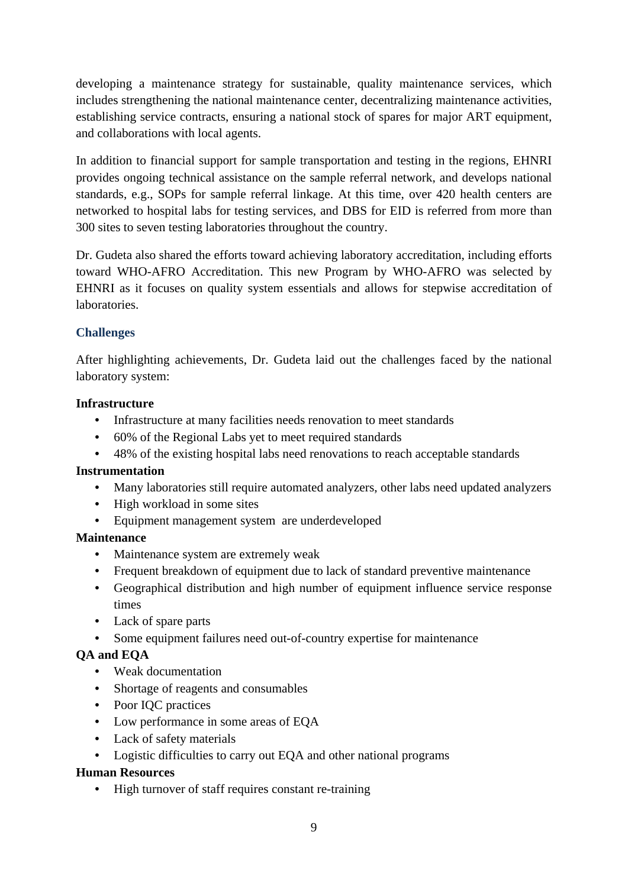developing a maintenance strategy for sustainable, quality maintenance services, which includes strengthening the national maintenance center, decentralizing maintenance activities, establishing service contracts, ensuring a national stock of spares for major ART equipment, and collaborations with local agents.

In addition to financial support for sample transportation and testing in the regions, EHNRI provides ongoing technical assistance on the sample referral network, and develops national standards, e.g., SOPs for sample referral linkage. At this time, over 420 health centers are networked to hospital labs for testing services, and DBS for EID is referred from more than 300 sites to seven testing laboratories throughout the country.

Dr. Gudeta also shared the efforts toward achieving laboratory accreditation, including efforts toward WHO-AFRO Accreditation. This new Program by WHO-AFRO was selected by EHNRI as it focuses on quality system essentials and allows for stepwise accreditation of laboratories.

### Challenges

After highlighting achievements, Dr. Gudeta laid out the challenges faced by the national laboratory system:

**Infrastructure**

- Infrastructure at many facilities needs renovation to meet standards
- 60% of the Regional Labs yet to meet required standards
- 48% of the existing hospital labs need renovations to reach acceptable standards

**Instrumentation**

- Many laboratories still require automated analyzers, other labs need updated analyzers
- High workload in some sites
- Equipment management system are underdeveloped

**Maintenance**

- Maintenance system are extremely weak
- Frequent breakdown of equipment due to lack of standard preventive maintenance
- Geographical distribution and high number of equipment influence service response times
- Lack of spare parts
- Some equipment failures need out-of-country expertise for maintenance

**QA and EQA**

- Weak documentation
- Shortage of reagents and consumables
- Poor IQC practices
- Low performance in some areas of EQA
- Lack of safety materials
- Logistic difficulties to carry out EQA and other national programs

**Human Resources**

- High turnover of staff requires constant re-training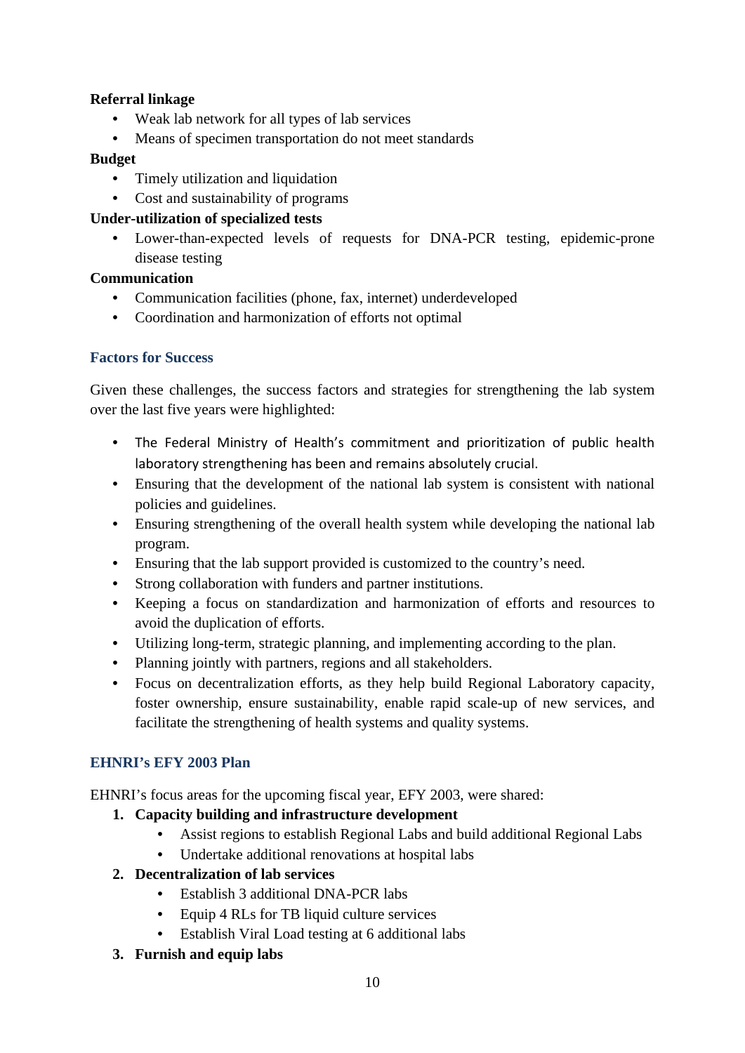**Referral linkage**

- Weak lab network for all types of lab services
- Means of specimen transportation do not meet standards

**Budget**

- Timely utilization and liquidation
- Cost and sustainability of programs

**Under-utilization of specialized tests**

- Lower-than-expected levels of requests for DNA-PCR testing, epidemic-prone disease testing

**Communication**

- Communication facilities (phone, fax, internet) underdeveloped
- Coordination and harmonization of efforts not optimal

### Factors for Success

Given these challenges, the success factors and strategies for strengthening the lab system over the last five years were highlighted:

- The Federal Ministry of Health's commitment and prioritization of public health laboratory strengthening has been and remains absolutely crucial.
- Ensuring that the development of the national lab system is consistent with national policies and guidelines.
- Ensuring strengthening of the overall health system while developing the national lab program.
- Ensuring that the lab support provided is customized to the country's need.
- Strong collaboration with funders and partner institutions.
- Keeping a focus on standardization and harmonization of efforts and resources to avoid the duplication of efforts.
- Utilizing long-term, strategic planning, and implementing according to the plan.
- Planning jointly with partners, regions and all stakeholders.
- Focus on decentralization efforts, as they help build Regional Laboratory capacity, foster ownership, ensure sustainability, enable rapid scale-up of new services, and facilitate the strengthening of health systems and quality systems.

### EHNRI's EFY 2003 Plan

EHNRI's focus areas for the upcoming fiscal year, EFY 2003, were shared:

1. **Capacity building and infrastructure development**
   - Assist regions to establish Regional Labs and build additional Regional Labs
   - Undertake additional renovations at hospital labs
2. **Decentralization of lab services**
   - Establish 3 additional DNA-PCR labs
   - Equip 4 RLs for TB liquid culture services
   - Establish Viral Load testing at 6 additional labs
3. **Furnish and equip labs**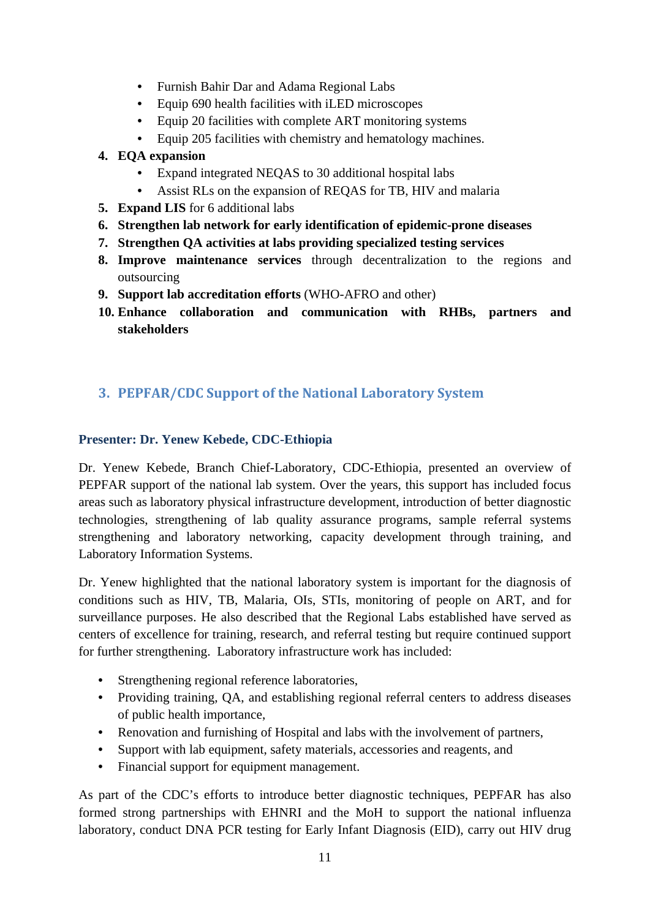- Furnish Bahir Dar and Adama Regional Labs
- Equip 690 health facilities with iLED microscopes
- Equip 20 facilities with complete ART monitoring systems
- Equip 205 facilities with chemistry and hematology machines.

4. **EQA expansion**
   - Expand integrated NEQAS to 30 additional hospital labs
   - Assist RLs on the expansion of REQAS for TB, HIV and malaria
5. **Expand LIS** for 6 additional labs
6. **Strengthen lab network for early identification of epidemic-prone diseases**
7. **Strengthen QA activities at labs providing specialized testing services**
8. **Improve maintenance services** through decentralization to the regions and outsourcing
9. **Support lab accreditation efforts** (WHO-AFRO and other)
10. **Enhance collaboration and communication with RHBs, partners and stakeholders**

## 3. PEPFAR/CDC Support of the National Laboratory System

**Presenter: Dr. Yenew Kebede, CDC-Ethiopia**

Dr. Yenew Kebede, Branch Chief-Laboratory, CDC-Ethiopia, presented an overview of PEPFAR support of the national lab system. Over the years, this support has included focus areas such as laboratory physical infrastructure development, introduction of better diagnostic technologies, strengthening of lab quality assurance programs, sample referral systems strengthening and laboratory networking, capacity development through training, and Laboratory Information Systems.

Dr. Yenew highlighted that the national laboratory system is important for the diagnosis of conditions such as HIV, TB, Malaria, OIs, STIs, monitoring of people on ART, and for surveillance purposes. He also described that the Regional Labs established have served as centers of excellence for training, research, and referral testing but require continued support for further strengthening. Laboratory infrastructure work has included:

- Strengthening regional reference laboratories,
- Providing training, QA, and establishing regional referral centers to address diseases of public health importance,
- Renovation and furnishing of Hospital and labs with the involvement of partners,
- Support with lab equipment, safety materials, accessories and reagents, and
- Financial support for equipment management.

As part of the CDC's efforts to introduce better diagnostic techniques, PEPFAR has also formed strong partnerships with EHNRI and the MoH to support the national influenza laboratory, conduct DNA PCR testing for Early Infant Diagnosis (EID), carry out HIV drug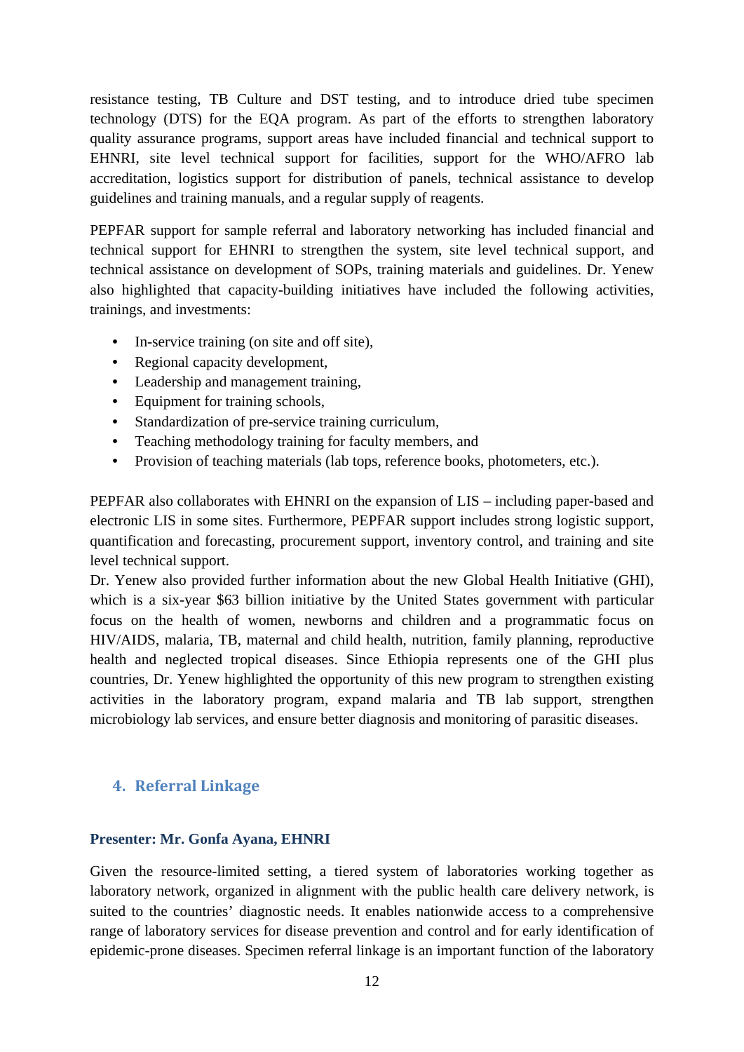resistance testing, TB Culture and DST testing, and to introduce dried tube specimen technology (DTS) for the EQA program. As part of the efforts to strengthen laboratory quality assurance programs, support areas have included financial and technical support to EHNRI, site level technical support for facilities, support for the WHO/AFRO lab accreditation, logistics support for distribution of panels, technical assistance to develop guidelines and training manuals, and a regular supply of reagents.

PEPFAR support for sample referral and laboratory networking has included financial and technical support for EHNRI to strengthen the system, site level technical support, and technical assistance on development of SOPs, training materials and guidelines. Dr. Yenew also highlighted that capacity-building initiatives have included the following activities, trainings, and investments:

- In-service training (on site and off site),
- Regional capacity development,
- Leadership and management training,
- Equipment for training schools,
- Standardization of pre-service training curriculum,
- Teaching methodology training for faculty members, and
- Provision of teaching materials (lab tops, reference books, photometers, etc.).

PEPFAR also collaborates with EHNRI on the expansion of LIS – including paper-based and electronic LIS in some sites. Furthermore, PEPFAR support includes strong logistic support, quantification and forecasting, procurement support, inventory control, and training and site level technical support.

Dr. Yenew also provided further information about the new Global Health Initiative (GHI), which is a six-year $63 billion initiative by the United States government with particular focus on the health of women, newborns and children and a programmatic focus on HIV/AIDS, malaria, TB, maternal and child health, nutrition, family planning, reproductive health and neglected tropical diseases. Since Ethiopia represents one of the GHI plus countries, Dr. Yenew highlighted the opportunity of this new program to strengthen existing activities in the laboratory program, expand malaria and TB lab support, strengthen microbiology lab services, and ensure better diagnosis and monitoring of parasitic diseases.

## 4. Referral Linkage

**Presenter: Mr. Gonfa Ayana, EHNRI**

Given the resource-limited setting, a tiered system of laboratories working together as laboratory network, organized in alignment with the public health care delivery network, is suited to the countries' diagnostic needs. It enables nationwide access to a comprehensive range of laboratory services for disease prevention and control and for early identification of epidemic-prone diseases. Specimen referral linkage is an important function of the laboratory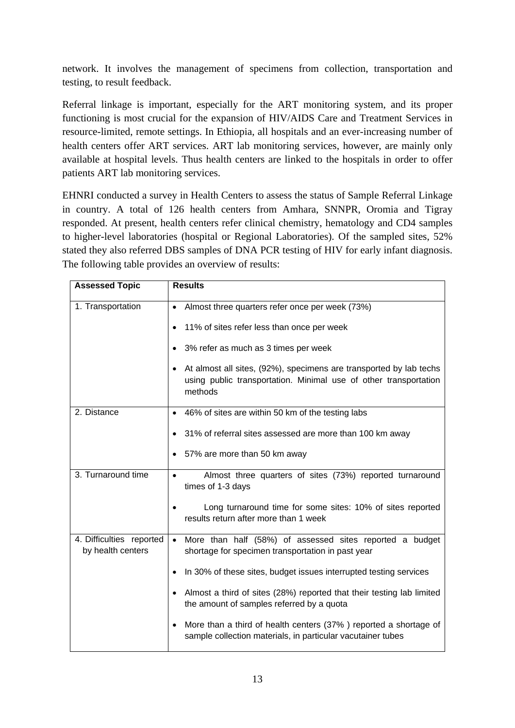network. It involves the management of specimens from collection, transportation and testing, to result feedback.

Referral linkage is important, especially for the ART monitoring system, and its proper functioning is most crucial for the expansion of HIV/AIDS Care and Treatment Services in resource-limited, remote settings. In Ethiopia, all hospitals and an ever-increasing number of health centers offer ART services. ART lab monitoring services, however, are mainly only available at hospital levels. Thus health centers are linked to the hospitals in order to offer patients ART lab monitoring services.

EHNRI conducted a survey in Health Centers to assess the status of Sample Referral Linkage in country. A total of 126 health centers from Amhara, SNNPR, Oromia and Tigray responded. At present, health centers refer clinical chemistry, hematology and CD4 samples to higher-level laboratories (hospital or Regional Laboratories). Of the sampled sites, 52% stated they also referred DBS samples of DNA PCR testing of HIV for early infant diagnosis. The following table provides an overview of results:

| Assessed Topic | Results |
|---|---|
| 1. Transportation | • Almost three quarters refer once per week (73%)<br>• 11% of sites refer less than once per week<br>• 3% refer as much as 3 times per week<br>• At almost all sites, (92%), specimens are transported by lab techs using public transportation. Minimal use of other transportation methods |
| 2. Distance | • 46% of sites are within 50 km of the testing labs<br>• 31% of referral sites assessed are more than 100 km away<br>• 57% are more than 50 km away |
| 3. Turnaround time | • Almost three quarters of sites (73%) reported turnaround times of 1-3 days<br>• Long turnaround time for some sites: 10% of sites reported results return after more than 1 week |
| 4. Difficulties reported by health centers | • More than half (58%) of assessed sites reported a budget shortage for specimen transportation in past year<br>• In 30% of these sites, budget issues interrupted testing services<br>• Almost a third of sites (28%) reported that their testing lab limited the amount of samples referred by a quota<br>• More than a third of health centers (37% ) reported a shortage of sample collection materials, in particular vacutainer tubes |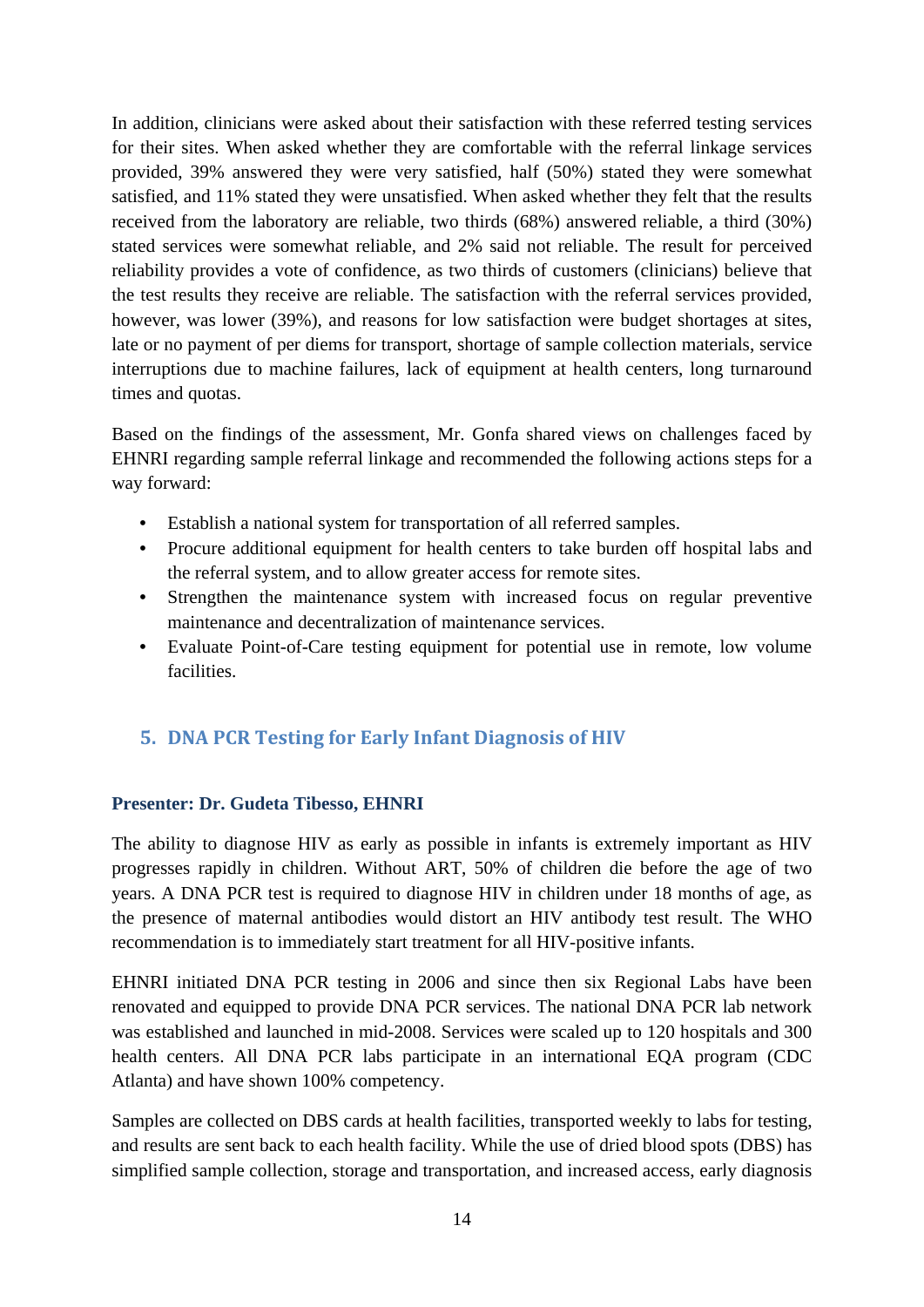In addition, clinicians were asked about their satisfaction with these referred testing services for their sites. When asked whether they are comfortable with the referral linkage services provided, 39% answered they were very satisfied, half (50%) stated they were somewhat satisfied, and 11% stated they were unsatisfied. When asked whether they felt that the results received from the laboratory are reliable, two thirds (68%) answered reliable, a third (30%) stated services were somewhat reliable, and 2% said not reliable. The result for perceived reliability provides a vote of confidence, as two thirds of customers (clinicians) believe that the test results they receive are reliable. The satisfaction with the referral services provided, however, was lower (39%), and reasons for low satisfaction were budget shortages at sites, late or no payment of per diems for transport, shortage of sample collection materials, service interruptions due to machine failures, lack of equipment at health centers, long turnaround times and quotas.

Based on the findings of the assessment, Mr. Gonfa shared views on challenges faced by EHNRI regarding sample referral linkage and recommended the following actions steps for a way forward:

- Establish a national system for transportation of all referred samples.
- Procure additional equipment for health centers to take burden off hospital labs and the referral system, and to allow greater access for remote sites.
- Strengthen the maintenance system with increased focus on regular preventive maintenance and decentralization of maintenance services.
- Evaluate Point-of-Care testing equipment for potential use in remote, low volume facilities.

## 5. DNA PCR Testing for Early Infant Diagnosis of HIV

**Presenter: Dr. Gudeta Tibesso, EHNRI**

The ability to diagnose HIV as early as possible in infants is extremely important as HIV progresses rapidly in children. Without ART, 50% of children die before the age of two years. A DNA PCR test is required to diagnose HIV in children under 18 months of age, as the presence of maternal antibodies would distort an HIV antibody test result. The WHO recommendation is to immediately start treatment for all HIV-positive infants.

EHNRI initiated DNA PCR testing in 2006 and since then six Regional Labs have been renovated and equipped to provide DNA PCR services. The national DNA PCR lab network was established and launched in mid-2008. Services were scaled up to 120 hospitals and 300 health centers. All DNA PCR labs participate in an international EQA program (CDC Atlanta) and have shown 100% competency.

Samples are collected on DBS cards at health facilities, transported weekly to labs for testing, and results are sent back to each health facility. While the use of dried blood spots (DBS) has simplified sample collection, storage and transportation, and increased access, early diagnosis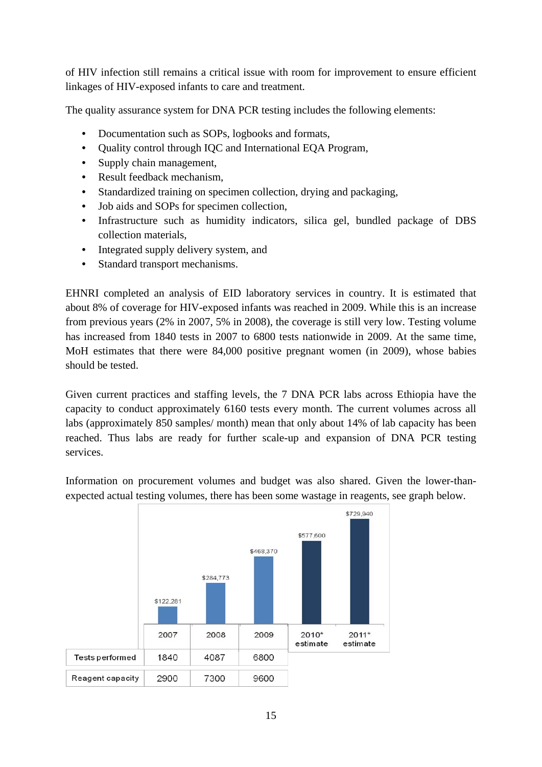of HIV infection still remains a critical issue with room for improvement to ensure efficient linkages of HIV-exposed infants to care and treatment.

The quality assurance system for DNA PCR testing includes the following elements:

- Documentation such as SOPs, logbooks and formats,
- Quality control through IQC and International EQA Program,
- Supply chain management,
- Result feedback mechanism,
- Standardized training on specimen collection, drying and packaging,
- Job aids and SOPs for specimen collection,
- Infrastructure such as humidity indicators, silica gel, bundled package of DBS collection materials,
- Integrated supply delivery system, and
- Standard transport mechanisms.

EHNRI completed an analysis of EID laboratory services in country. It is estimated that about 8% of coverage for HIV-exposed infants was reached in 2009. While this is an increase from previous years (2% in 2007, 5% in 2008), the coverage is still very low. Testing volume has increased from 1840 tests in 2007 to 6800 tests nationwide in 2009. At the same time, MoH estimates that there were 84,000 positive pregnant women (in 2009), whose babies should be tested.

Given current practices and staffing levels, the 7 DNA PCR labs across Ethiopia have the capacity to conduct approximately 6160 tests every month. The current volumes across all labs (approximately 850 samples/ month) mean that only about 14% of lab capacity has been reached. Thus labs are ready for further scale-up and expansion of DNA PCR testing services.

Information on procurement volumes and budget was also shared. Given the lower-than-expected actual testing volumes, there has been some wastage in reagents, see graph below.

| | 2007 | 2008 | 2009 | 2010* estimate | 2011* estimate |
|---|---|---|---|---|---|
| Budget | $122,281 | $284,773 | $468,370 | $577,600 | $729,940 |
| Tests performed | 1840 | 4087 | 6800 | | |
| Reagent capacity | 2900 | 7300 | 9600 | | |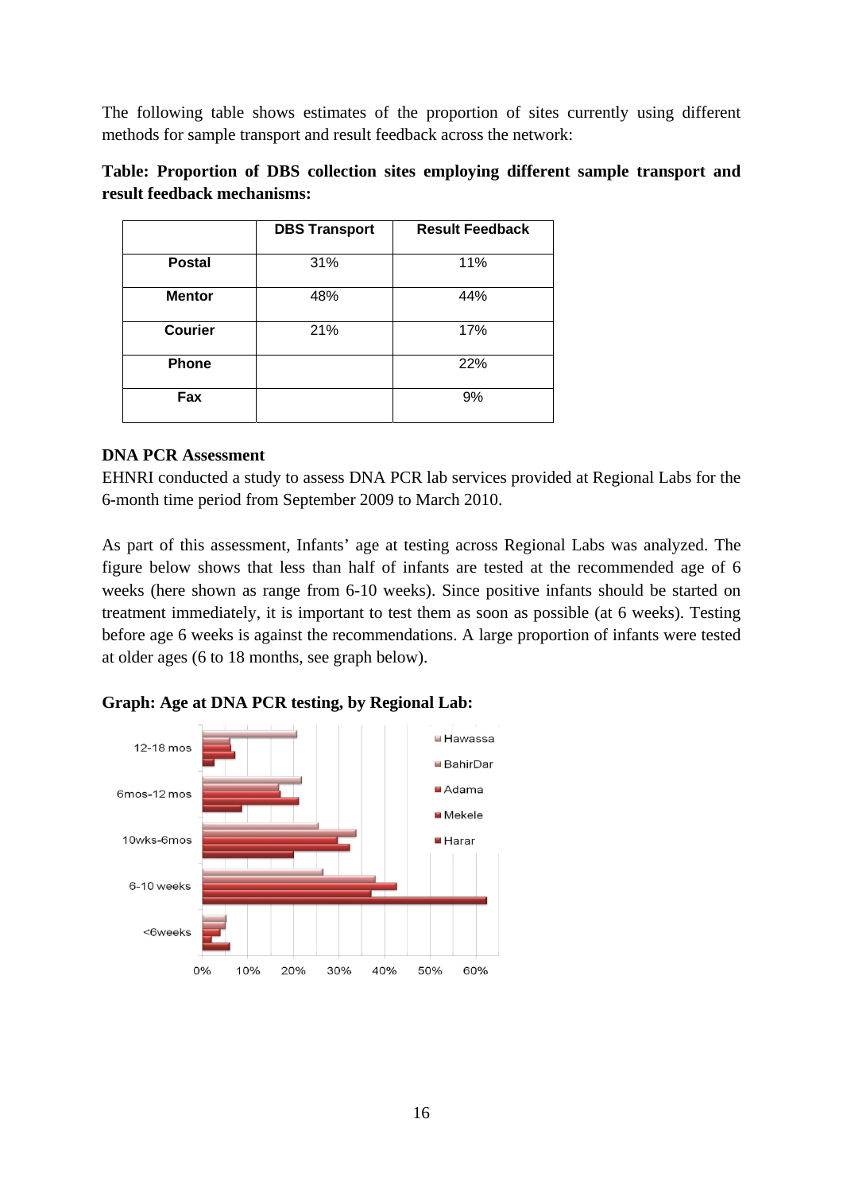The following table shows estimates of the proportion of sites currently using different methods for sample transport and result feedback across the network:

**Table: Proportion of DBS collection sites employing different sample transport and result feedback mechanisms:**

| | DBS Transport | Result Feedback |
|---|---|---|
| **Postal** | 31% | 11% |
| **Mentor** | 48% | 44% |
| **Courier** | 21% | 17% |
| **Phone** | | 22% |
| **Fax** | | 9% |

**DNA PCR Assessment**

EHNRI conducted a study to assess DNA PCR lab services provided at Regional Labs for the 6-month time period from September 2009 to March 2010.

As part of this assessment, Infants' age at testing across Regional Labs was analyzed. The figure below shows that less than half of infants are tested at the recommended age of 6 weeks (here shown as range from 6-10 weeks). Since positive infants should be started on treatment immediately, it is important to test them as soon as possible (at 6 weeks). Testing before age 6 weeks is against the recommendations. A large proportion of infants were tested at older ages (6 to 18 months, see graph below).

**Graph: Age at DNA PCR testing, by Regional Lab:**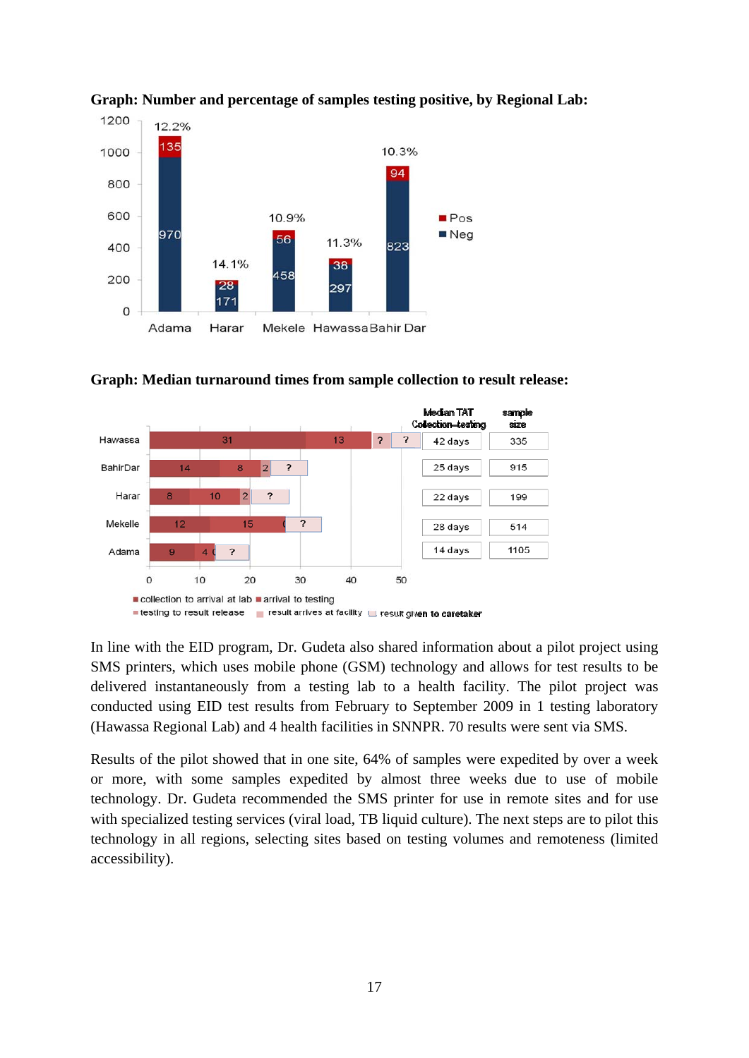**Graph: Number and percentage of samples testing positive, by Regional Lab:**

| Regional Lab | Neg | Pos | % Positive |
|---|---|---|---|
| Adama | 970 | 135 | 12.2% |
| Harar | 171 | 28 | 14.1% |
| Mekele | 458 | 56 | 10.9% |
| Hawassa | 297 | 38 | 11.3% |
| Bahir Dar | 823 | 94 | 10.3% |

**Graph: Median turnaround times from sample collection to result release:**

| Lab | collection to arrival at lab | arrival to testing | testing to result release | result arrives at facility | result given to caretaker | Median TAT Collection–testing | sample size |
|---|---|---|---|---|---|---|---|
| Hawassa | 31 | 13 | | ? | ? | 42 days | 335 |
| BahirDar | 14 | 8 | 2 | ? | | 25 days | 915 |
| Harar | 8 | 10 | 2 | ? | | 22 days | 199 |
| Mekelle | 12 | 15 | ( | ? | | 28 days | 514 |
| Adama | 9 | 4 | ( | ? | | 14 days | 1105 |

In line with the EID program, Dr. Gudeta also shared information about a pilot project using SMS printers, which uses mobile phone (GSM) technology and allows for test results to be delivered instantaneously from a testing lab to a health facility. The pilot project was conducted using EID test results from February to September 2009 in 1 testing laboratory (Hawassa Regional Lab) and 4 health facilities in SNNPR. 70 results were sent via SMS.

Results of the pilot showed that in one site, 64% of samples were expedited by over a week or more, with some samples expedited by almost three weeks due to use of mobile technology. Dr. Gudeta recommended the SMS printer for use in remote sites and for use with specialized testing services (viral load, TB liquid culture). The next steps are to pilot this technology in all regions, selecting sites based on testing volumes and remoteness (limited accessibility).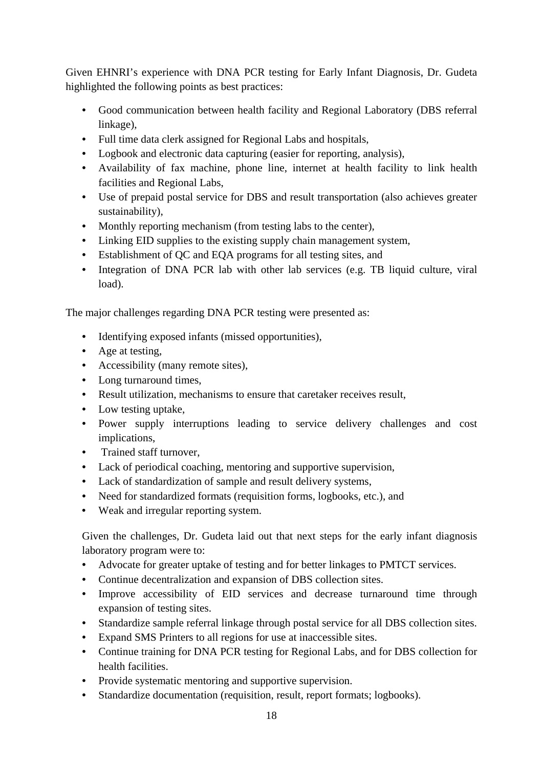Given EHNRI's experience with DNA PCR testing for Early Infant Diagnosis, Dr. Gudeta highlighted the following points as best practices:

- Good communication between health facility and Regional Laboratory (DBS referral linkage),
- Full time data clerk assigned for Regional Labs and hospitals,
- Logbook and electronic data capturing (easier for reporting, analysis),
- Availability of fax machine, phone line, internet at health facility to link health facilities and Regional Labs,
- Use of prepaid postal service for DBS and result transportation (also achieves greater sustainability),
- Monthly reporting mechanism (from testing labs to the center),
- Linking EID supplies to the existing supply chain management system,
- Establishment of QC and EQA programs for all testing sites, and
- Integration of DNA PCR lab with other lab services (e.g. TB liquid culture, viral load).

The major challenges regarding DNA PCR testing were presented as:

- Identifying exposed infants (missed opportunities),
- Age at testing,
- Accessibility (many remote sites),
- Long turnaround times,
- Result utilization, mechanisms to ensure that caretaker receives result,
- Low testing uptake,
- Power supply interruptions leading to service delivery challenges and cost implications,
- Trained staff turnover,
- Lack of periodical coaching, mentoring and supportive supervision,
- Lack of standardization of sample and result delivery systems,
- Need for standardized formats (requisition forms, logbooks, etc.), and
- Weak and irregular reporting system.

Given the challenges, Dr. Gudeta laid out that next steps for the early infant diagnosis laboratory program were to:

- Advocate for greater uptake of testing and for better linkages to PMTCT services.
- Continue decentralization and expansion of DBS collection sites.
- Improve accessibility of EID services and decrease turnaround time through expansion of testing sites.
- Standardize sample referral linkage through postal service for all DBS collection sites.
- Expand SMS Printers to all regions for use at inaccessible sites.
- Continue training for DNA PCR testing for Regional Labs, and for DBS collection for health facilities.
- Provide systematic mentoring and supportive supervision.
- Standardize documentation (requisition, result, report formats; logbooks).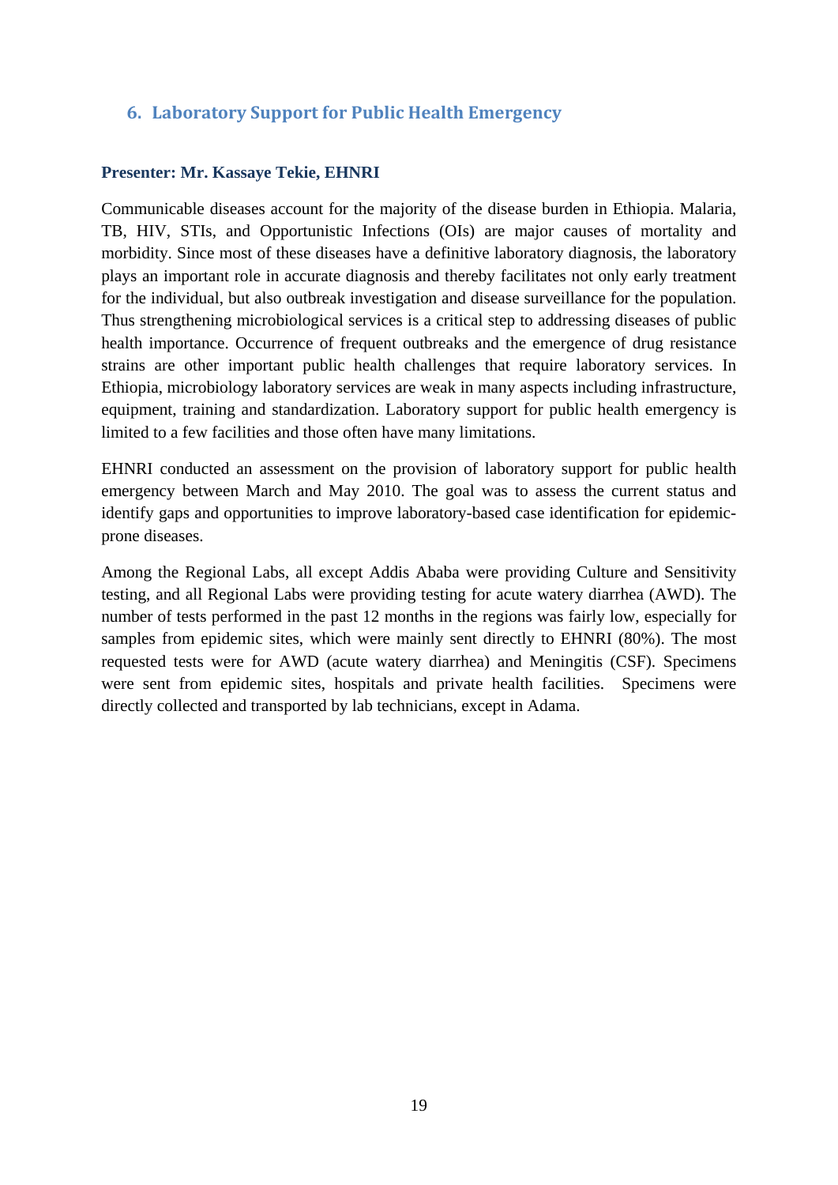## 6. Laboratory Support for Public Health Emergency

**Presenter: Mr. Kassaye Tekie, EHNRI**

Communicable diseases account for the majority of the disease burden in Ethiopia. Malaria, TB, HIV, STIs, and Opportunistic Infections (OIs) are major causes of mortality and morbidity. Since most of these diseases have a definitive laboratory diagnosis, the laboratory plays an important role in accurate diagnosis and thereby facilitates not only early treatment for the individual, but also outbreak investigation and disease surveillance for the population. Thus strengthening microbiological services is a critical step to addressing diseases of public health importance. Occurrence of frequent outbreaks and the emergence of drug resistance strains are other important public health challenges that require laboratory services. In Ethiopia, microbiology laboratory services are weak in many aspects including infrastructure, equipment, training and standardization. Laboratory support for public health emergency is limited to a few facilities and those often have many limitations.

EHNRI conducted an assessment on the provision of laboratory support for public health emergency between March and May 2010. The goal was to assess the current status and identify gaps and opportunities to improve laboratory-based case identification for epidemic-prone diseases.

Among the Regional Labs, all except Addis Ababa were providing Culture and Sensitivity testing, and all Regional Labs were providing testing for acute watery diarrhea (AWD). The number of tests performed in the past 12 months in the regions was fairly low, especially for samples from epidemic sites, which were mainly sent directly to EHNRI (80%). The most requested tests were for AWD (acute watery diarrhea) and Meningitis (CSF). Specimens were sent from epidemic sites, hospitals and private health facilities. Specimens were directly collected and transported by lab technicians, except in Adama.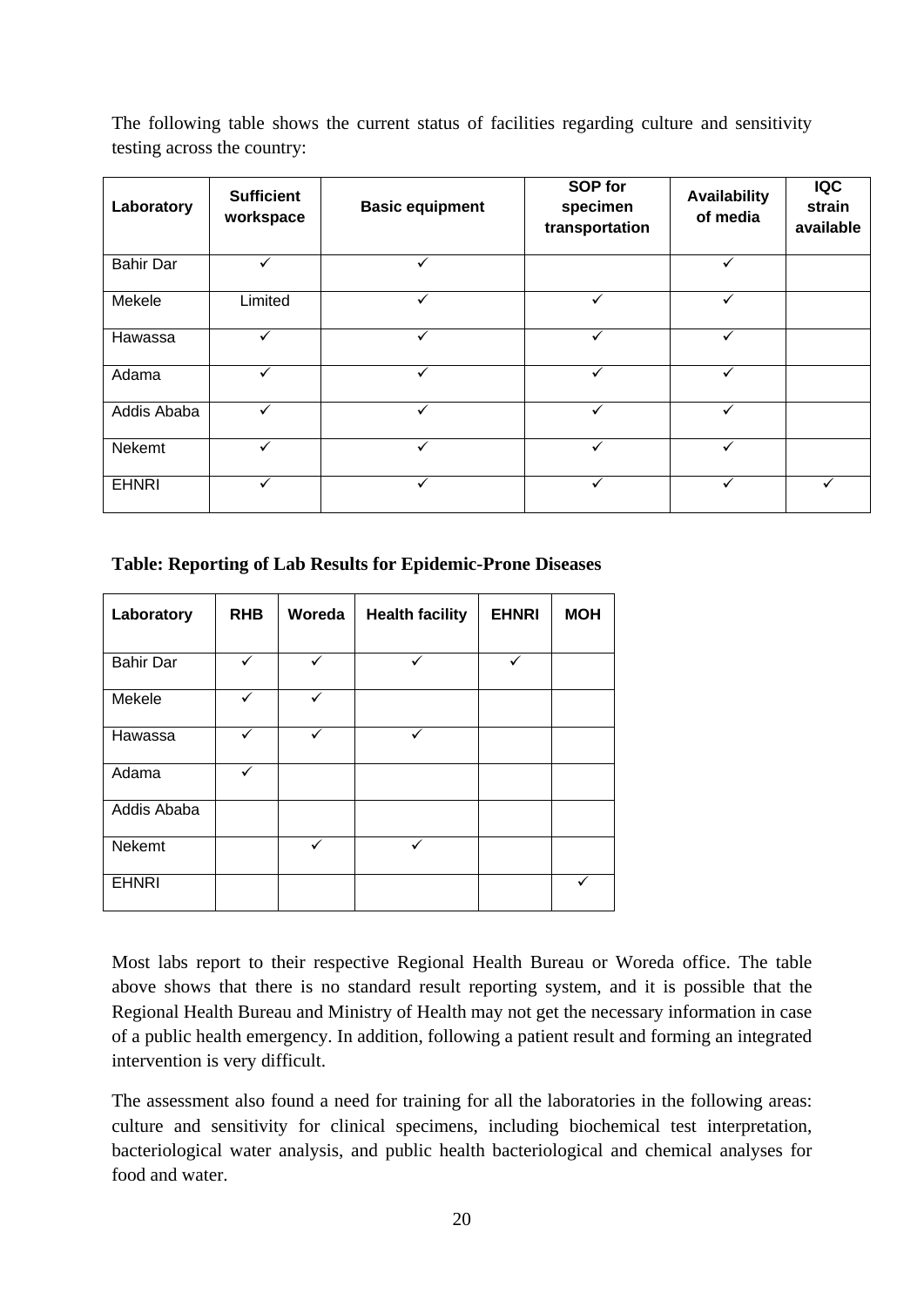The following table shows the current status of facilities regarding culture and sensitivity testing across the country:

| Laboratory | Sufficient workspace | Basic equipment | SOP for specimen transportation | Availability of media | IQC strain available |
|---|---|---|---|---|---|
| Bahir Dar | ✓ | ✓ | | ✓ | |
| Mekele | Limited | ✓ | ✓ | ✓ | |
| Hawassa | ✓ | ✓ | ✓ | ✓ | |
| Adama | ✓ | ✓ | ✓ | ✓ | |
| Addis Ababa | ✓ | ✓ | ✓ | ✓ | |
| Nekemt | ✓ | ✓ | ✓ | ✓ | |
| EHNRI | ✓ | ✓ | ✓ | ✓ | ✓ |

**Table: Reporting of Lab Results for Epidemic-Prone Diseases**

| Laboratory | RHB | Woreda | Health facility | EHNRI | MOH |
|---|---|---|---|---|---|
| Bahir Dar | ✓ | ✓ | ✓ | ✓ | |
| Mekele | ✓ | ✓ | | | |
| Hawassa | ✓ | ✓ | ✓ | | |
| Adama | ✓ | | | | |
| Addis Ababa | | | | | |
| Nekemt | | ✓ | ✓ | | |
| EHNRI | | | | | ✓ |

Most labs report to their respective Regional Health Bureau or Woreda office. The table above shows that there is no standard result reporting system, and it is possible that the Regional Health Bureau and Ministry of Health may not get the necessary information in case of a public health emergency. In addition, following a patient result and forming an integrated intervention is very difficult.

The assessment also found a need for training for all the laboratories in the following areas: culture and sensitivity for clinical specimens, including biochemical test interpretation, bacteriological water analysis, and public health bacteriological and chemical analyses for food and water.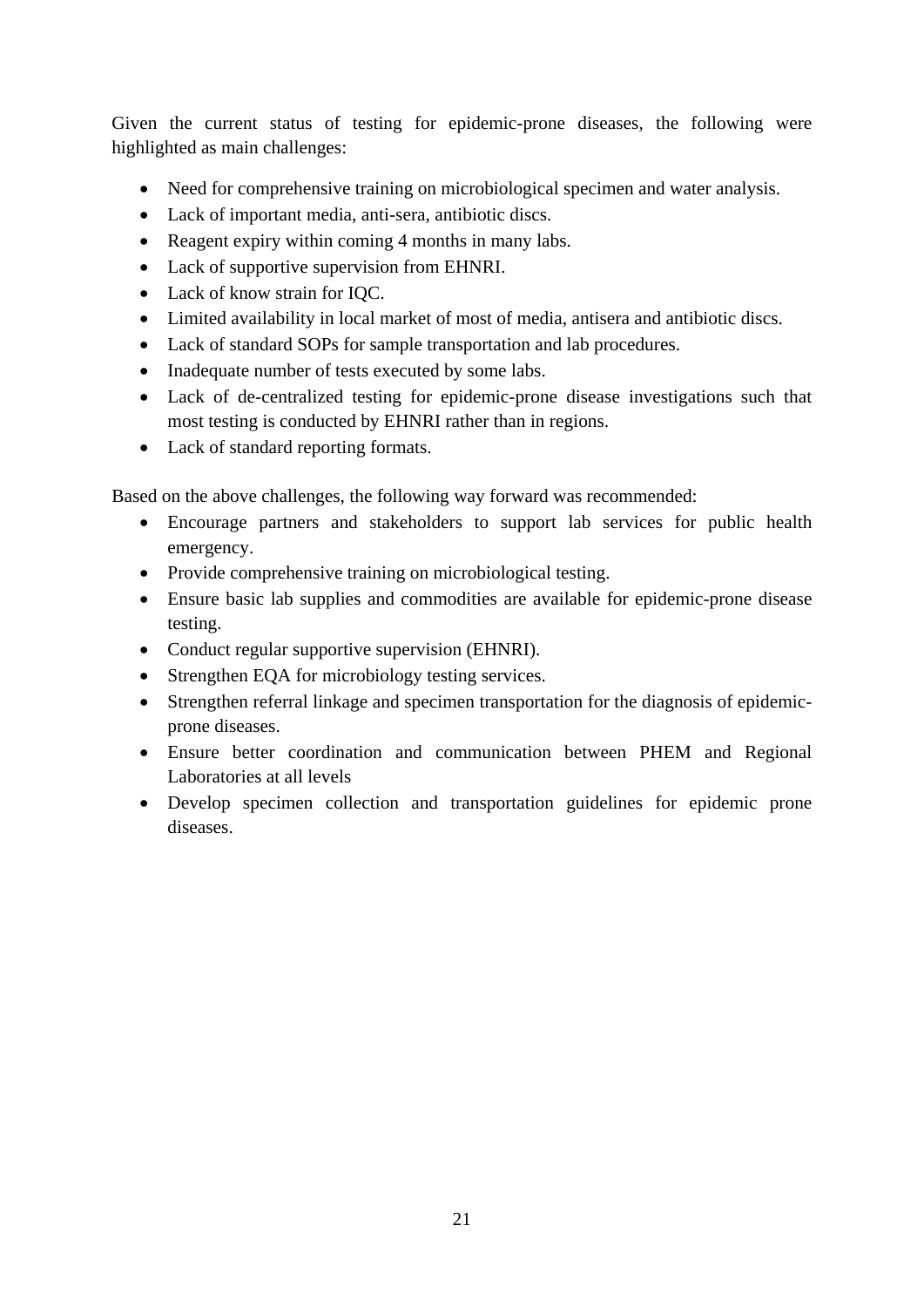Given the current status of testing for epidemic-prone diseases, the following were highlighted as main challenges:

- Need for comprehensive training on microbiological specimen and water analysis.
- Lack of important media, anti-sera, antibiotic discs.
- Reagent expiry within coming 4 months in many labs.
- Lack of supportive supervision from EHNRI.
- Lack of know strain for IQC.
- Limited availability in local market of most of media, antisera and antibiotic discs.
- Lack of standard SOPs for sample transportation and lab procedures.
- Inadequate number of tests executed by some labs.
- Lack of de-centralized testing for epidemic-prone disease investigations such that most testing is conducted by EHNRI rather than in regions.
- Lack of standard reporting formats.

Based on the above challenges, the following way forward was recommended:

- Encourage partners and stakeholders to support lab services for public health emergency.
- Provide comprehensive training on microbiological testing.
- Ensure basic lab supplies and commodities are available for epidemic-prone disease testing.
- Conduct regular supportive supervision (EHNRI).
- Strengthen EQA for microbiology testing services.
- Strengthen referral linkage and specimen transportation for the diagnosis of epidemic-prone diseases.
- Ensure better coordination and communication between PHEM and Regional Laboratories at all levels
- Develop specimen collection and transportation guidelines for epidemic prone diseases.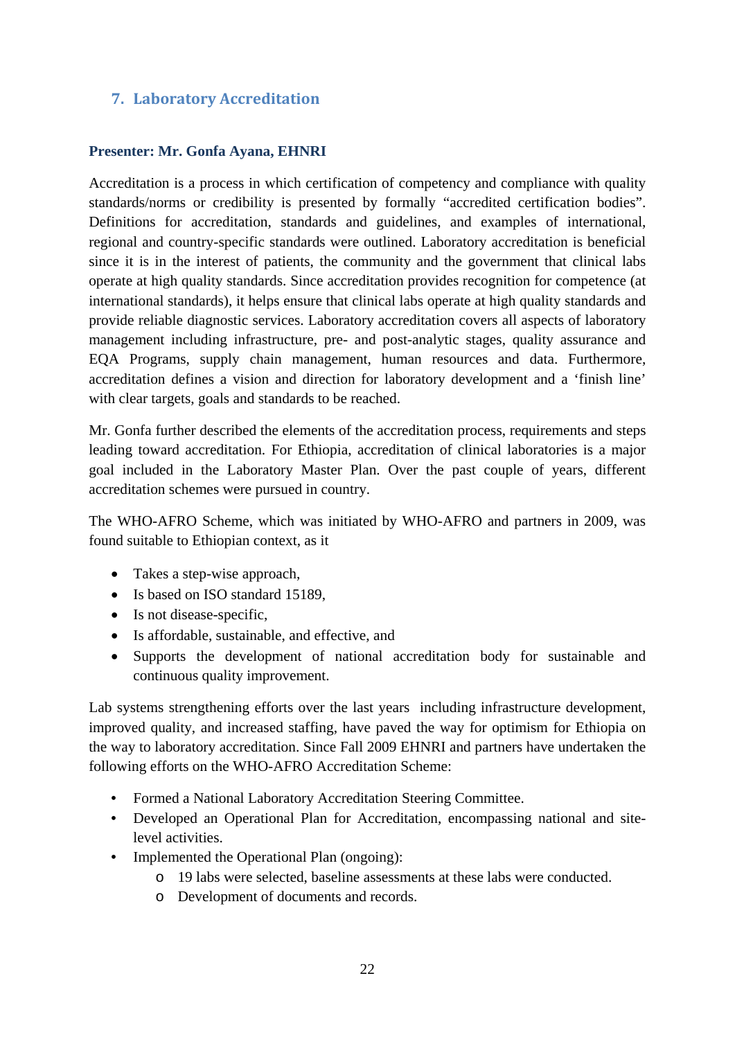## 7. Laboratory Accreditation

**Presenter: Mr. Gonfa Ayana, EHNRI**

Accreditation is a process in which certification of competency and compliance with quality standards/norms or credibility is presented by formally “accredited certification bodies”. Definitions for accreditation, standards and guidelines, and examples of international, regional and country-specific standards were outlined. Laboratory accreditation is beneficial since it is in the interest of patients, the community and the government that clinical labs operate at high quality standards. Since accreditation provides recognition for competence (at international standards), it helps ensure that clinical labs operate at high quality standards and provide reliable diagnostic services. Laboratory accreditation covers all aspects of laboratory management including infrastructure, pre- and post-analytic stages, quality assurance and EQA Programs, supply chain management, human resources and data. Furthermore, accreditation defines a vision and direction for laboratory development and a ‘finish line’ with clear targets, goals and standards to be reached.

Mr. Gonfa further described the elements of the accreditation process, requirements and steps leading toward accreditation. For Ethiopia, accreditation of clinical laboratories is a major goal included in the Laboratory Master Plan. Over the past couple of years, different accreditation schemes were pursued in country.

The WHO-AFRO Scheme, which was initiated by WHO-AFRO and partners in 2009, was found suitable to Ethiopian context, as it

- Takes a step-wise approach,
- Is based on ISO standard 15189,
- Is not disease-specific,
- Is affordable, sustainable, and effective, and
- Supports the development of national accreditation body for sustainable and continuous quality improvement.

Lab systems strengthening efforts over the last years including infrastructure development, improved quality, and increased staffing, have paved the way for optimism for Ethiopia on the way to laboratory accreditation. Since Fall 2009 EHNRI and partners have undertaken the following efforts on the WHO-AFRO Accreditation Scheme:

- Formed a National Laboratory Accreditation Steering Committee.
- Developed an Operational Plan for Accreditation, encompassing national and site-level activities.
- Implemented the Operational Plan (ongoing):
  - 19 labs were selected, baseline assessments at these labs were conducted.
  - Development of documents and records.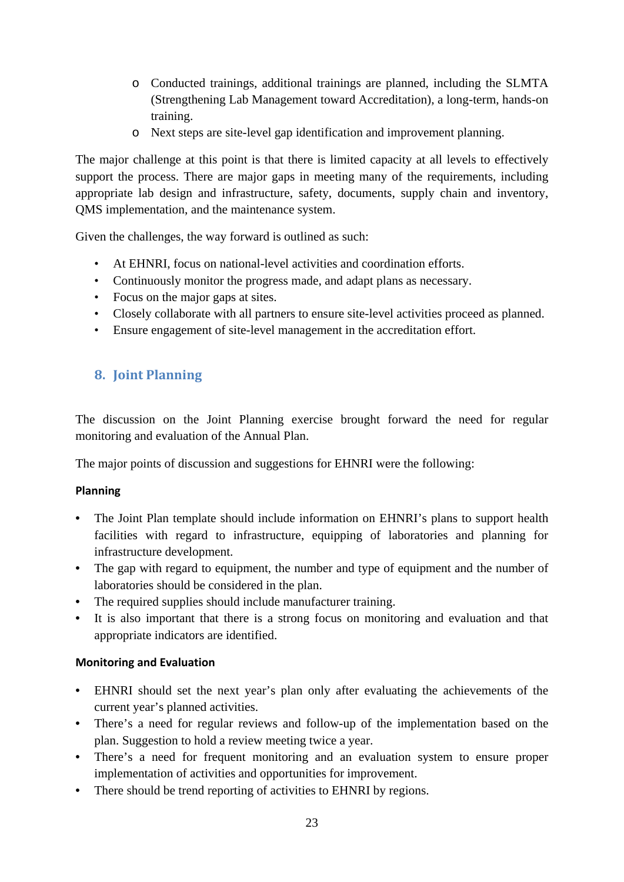- Conducted trainings, additional trainings are planned, including the SLMTA (Strengthening Lab Management toward Accreditation), a long-term, hands-on training.
- Next steps are site-level gap identification and improvement planning.

The major challenge at this point is that there is limited capacity at all levels to effectively support the process. There are major gaps in meeting many of the requirements, including appropriate lab design and infrastructure, safety, documents, supply chain and inventory, QMS implementation, and the maintenance system.

Given the challenges, the way forward is outlined as such:

- At EHNRI, focus on national-level activities and coordination efforts.
- Continuously monitor the progress made, and adapt plans as necessary.
- Focus on the major gaps at sites.
- Closely collaborate with all partners to ensure site-level activities proceed as planned.
- Ensure engagement of site-level management in the accreditation effort.

## 8. Joint Planning

The discussion on the Joint Planning exercise brought forward the need for regular monitoring and evaluation of the Annual Plan.

The major points of discussion and suggestions for EHNRI were the following:

**Planning**

- The Joint Plan template should include information on EHNRI's plans to support health facilities with regard to infrastructure, equipping of laboratories and planning for infrastructure development.
- The gap with regard to equipment, the number and type of equipment and the number of laboratories should be considered in the plan.
- The required supplies should include manufacturer training.
- It is also important that there is a strong focus on monitoring and evaluation and that appropriate indicators are identified.

**Monitoring and Evaluation**

- EHNRI should set the next year's plan only after evaluating the achievements of the current year's planned activities.
- There's a need for regular reviews and follow-up of the implementation based on the plan. Suggestion to hold a review meeting twice a year.
- There's a need for frequent monitoring and an evaluation system to ensure proper implementation of activities and opportunities for improvement.
- There should be trend reporting of activities to EHNRI by regions.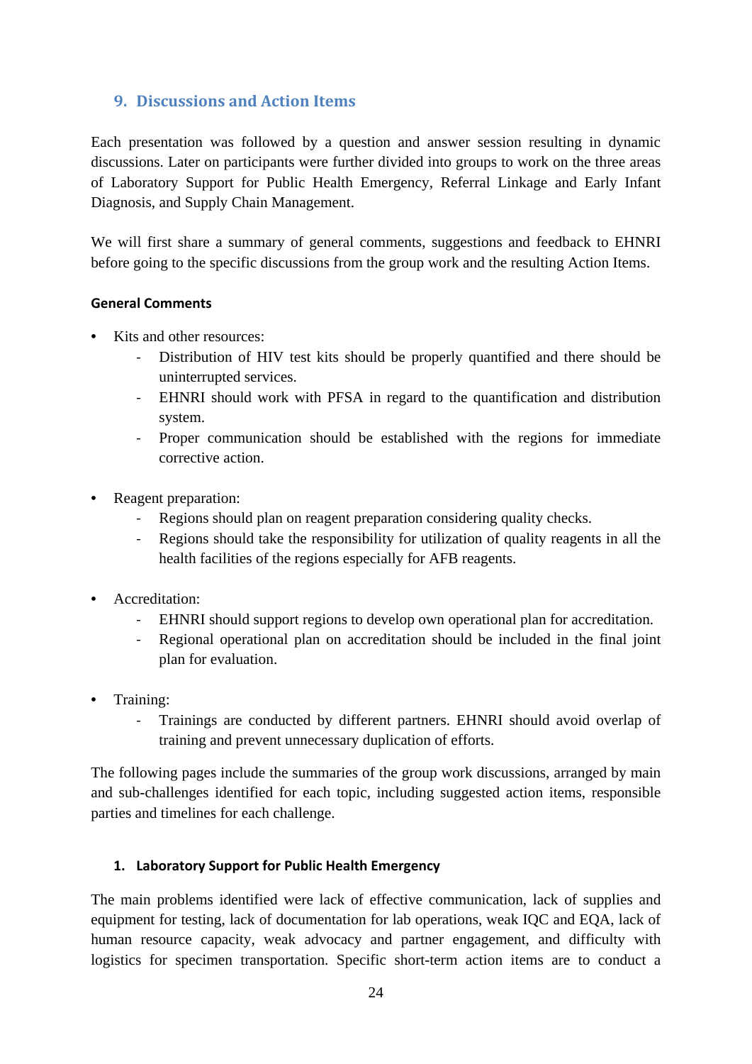## 9. Discussions and Action Items

Each presentation was followed by a question and answer session resulting in dynamic discussions. Later on participants were further divided into groups to work on the three areas of Laboratory Support for Public Health Emergency, Referral Linkage and Early Infant Diagnosis, and Supply Chain Management.

We will first share a summary of general comments, suggestions and feedback to EHNRI before going to the specific discussions from the group work and the resulting Action Items.

**General Comments**

- Kits and other resources:
  - Distribution of HIV test kits should be properly quantified and there should be uninterrupted services.
  - EHNRI should work with PFSA in regard to the quantification and distribution system.
  - Proper communication should be established with the regions for immediate corrective action.

- Reagent preparation:
  - Regions should plan on reagent preparation considering quality checks.
  - Regions should take the responsibility for utilization of quality reagents in all the health facilities of the regions especially for AFB reagents.

- Accreditation:
  - EHNRI should support regions to develop own operational plan for accreditation.
  - Regional operational plan on accreditation should be included in the final joint plan for evaluation.

- Training:
  - Trainings are conducted by different partners. EHNRI should avoid overlap of training and prevent unnecessary duplication of efforts.

The following pages include the summaries of the group work discussions, arranged by main and sub-challenges identified for each topic, including suggested action items, responsible parties and timelines for each challenge.

### 1. Laboratory Support for Public Health Emergency

The main problems identified were lack of effective communication, lack of supplies and equipment for testing, lack of documentation for lab operations, weak IQC and EQA, lack of human resource capacity, weak advocacy and partner engagement, and difficulty with logistics for specimen transportation. Specific short-term action items are to conduct a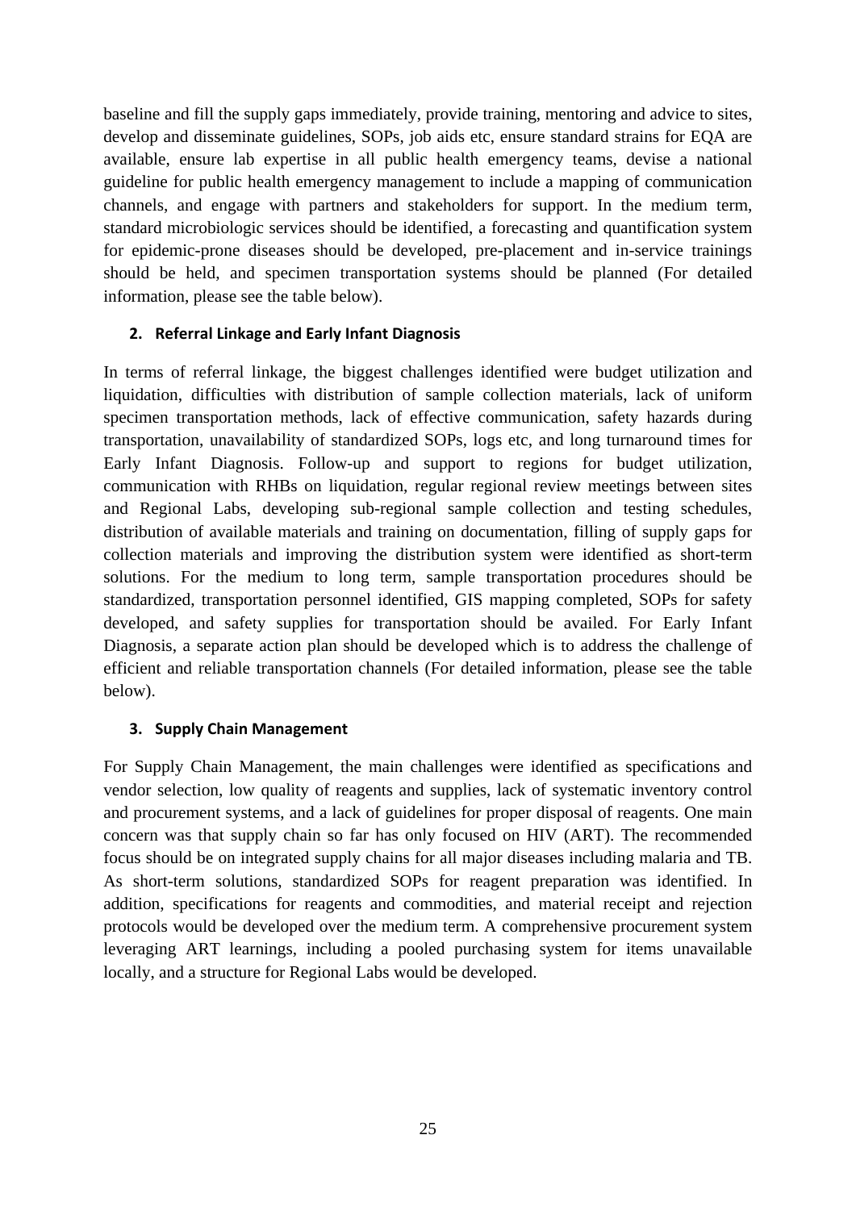baseline and fill the supply gaps immediately, provide training, mentoring and advice to sites, develop and disseminate guidelines, SOPs, job aids etc, ensure standard strains for EQA are available, ensure lab expertise in all public health emergency teams, devise a national guideline for public health emergency management to include a mapping of communication channels, and engage with partners and stakeholders for support. In the medium term, standard microbiologic services should be identified, a forecasting and quantification system for epidemic-prone diseases should be developed, pre-placement and in-service trainings should be held, and specimen transportation systems should be planned (For detailed information, please see the table below).

### 2. Referral Linkage and Early Infant Diagnosis

In terms of referral linkage, the biggest challenges identified were budget utilization and liquidation, difficulties with distribution of sample collection materials, lack of uniform specimen transportation methods, lack of effective communication, safety hazards during transportation, unavailability of standardized SOPs, logs etc, and long turnaround times for Early Infant Diagnosis. Follow-up and support to regions for budget utilization, communication with RHBs on liquidation, regular regional review meetings between sites and Regional Labs, developing sub-regional sample collection and testing schedules, distribution of available materials and training on documentation, filling of supply gaps for collection materials and improving the distribution system were identified as short-term solutions. For the medium to long term, sample transportation procedures should be standardized, transportation personnel identified, GIS mapping completed, SOPs for safety developed, and safety supplies for transportation should be availed. For Early Infant Diagnosis, a separate action plan should be developed which is to address the challenge of efficient and reliable transportation channels (For detailed information, please see the table below).

### 3. Supply Chain Management

For Supply Chain Management, the main challenges were identified as specifications and vendor selection, low quality of reagents and supplies, lack of systematic inventory control and procurement systems, and a lack of guidelines for proper disposal of reagents. One main concern was that supply chain so far has only focused on HIV (ART). The recommended focus should be on integrated supply chains for all major diseases including malaria and TB. As short-term solutions, standardized SOPs for reagent preparation was identified. In addition, specifications for reagents and commodities, and material receipt and rejection protocols would be developed over the medium term. A comprehensive procurement system leveraging ART learnings, including a pooled purchasing system for items unavailable locally, and a structure for Regional Labs would be developed.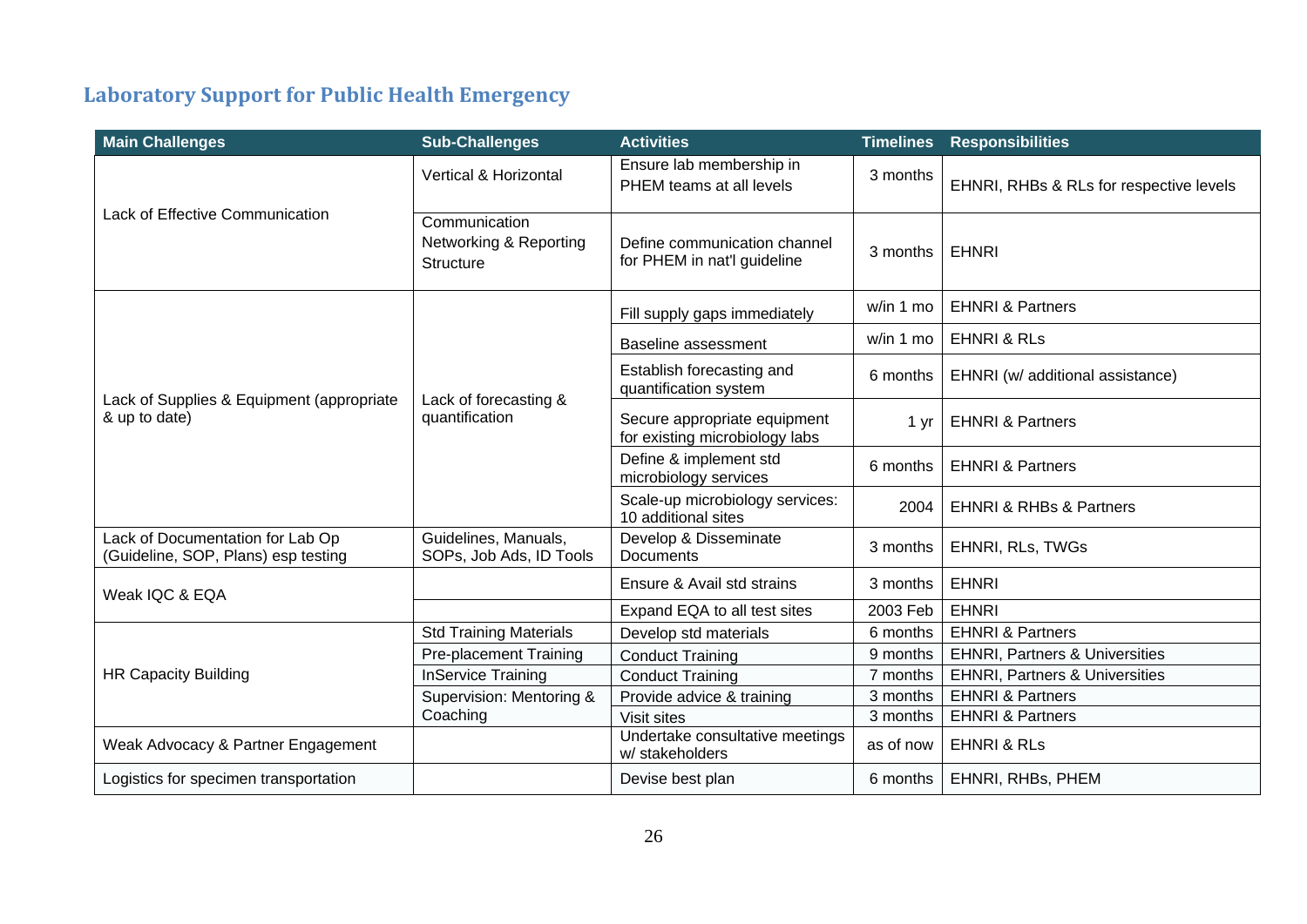## Laboratory Support for Public Health Emergency

| Main Challenges | Sub-Challenges | Activities | Timelines | Responsibilities |
|---|---|---|---|---|
| Lack of Effective Communication | Vertical & Horizontal | Ensure lab membership in PHEM teams at all levels | 3 months | EHNRI, RHBs & RLs for respective levels |
| | Communication Networking & Reporting Structure | Define communication channel for PHEM in nat'l guideline | 3 months | EHNRI |
| Lack of Supplies & Equipment (appropriate & up to date) | Lack of forecasting & quantification | Fill supply gaps immediately | w/in 1 mo | EHNRI & Partners |
| | | Baseline assessment | w/in 1 mo | EHNRI & RLs |
| | | Establish forecasting and quantification system | 6 months | EHNRI (w/ additional assistance) |
| | | Secure appropriate equipment for existing microbiology labs | 1 yr | EHNRI & Partners |
| | | Define & implement std microbiology services | 6 months | EHNRI & Partners |
| | | Scale-up microbiology services: 10 additional sites | 2004 | EHNRI & RHBs & Partners |
| Lack of Documentation for Lab Op (Guideline, SOP, Plans) esp testing | Guidelines, Manuals, SOPs, Job Ads, ID Tools | Develop & Disseminate Documents | 3 months | EHNRI, RLs, TWGs |
| Weak IQC & EQA | | Ensure & Avail std strains | 3 months | EHNRI |
| | | Expand EQA to all test sites | 2003 Feb | EHNRI |
| HR Capacity Building | Std Training Materials | Develop std materials | 6 months | EHNRI & Partners |
| | Pre-placement Training | Conduct Training | 9 months | EHNRI, Partners & Universities |
| | InService Training | Conduct Training | 7 months | EHNRI, Partners & Universities |
| | Supervision: Mentoring & Coaching | Provide advice & training | 3 months | EHNRI & Partners |
| | | Visit sites | 3 months | EHNRI & Partners |
| Weak Advocacy & Partner Engagement | | Undertake consultative meetings w/ stakeholders | as of now | EHNRI & RLs |
| Logistics for specimen transportation | | Devise best plan | 6 months | EHNRI, RHBs, PHEM |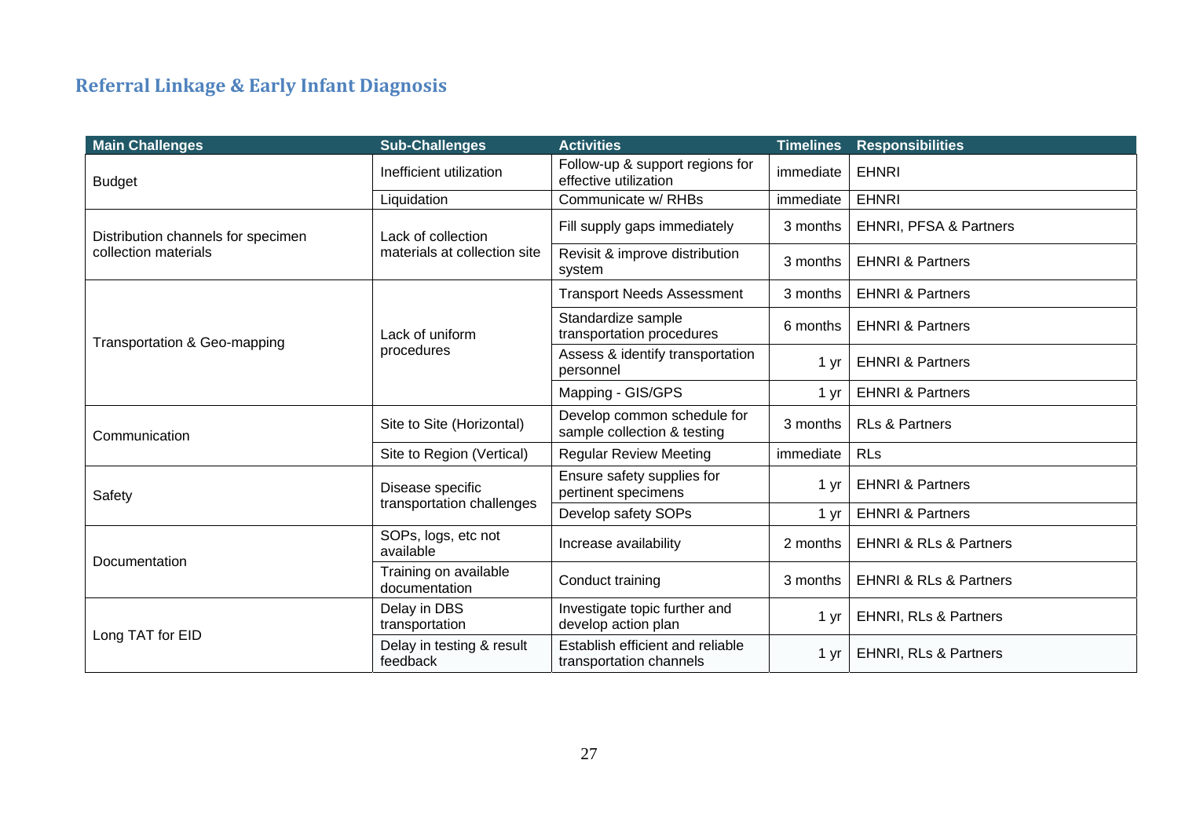## Referral Linkage & Early Infant Diagnosis

| Main Challenges | Sub-Challenges | Activities | Timelines | Responsibilities |
|---|---|---|---|---|
| Budget | Inefficient utilization | Follow-up & support regions for effective utilization | immediate | EHNRI |
| | Liquidation | Communicate w/ RHBs | immediate | EHNRI |
| Distribution channels for specimen collection materials | Lack of collection materials at collection site | Fill supply gaps immediately | 3 months | EHNRI, PFSA & Partners |
| | | Revisit & improve distribution system | 3 months | EHNRI & Partners |
| Transportation & Geo-mapping | Lack of uniform procedures | Transport Needs Assessment | 3 months | EHNRI & Partners |
| | | Standardize sample transportation procedures | 6 months | EHNRI & Partners |
| | | Assess & identify transportation personnel | 1 yr | EHNRI & Partners |
| | | Mapping - GIS/GPS | 1 yr | EHNRI & Partners |
| Communication | Site to Site (Horizontal) | Develop common schedule for sample collection & testing | 3 months | RLs & Partners |
| | Site to Region (Vertical) | Regular Review Meeting | immediate | RLs |
| Safety | Disease specific transportation challenges | Ensure safety supplies for pertinent specimens | 1 yr | EHNRI & Partners |
| | | Develop safety SOPs | 1 yr | EHNRI & Partners |
| Documentation | SOPs, logs, etc not available | Increase availability | 2 months | EHNRI & RLs & Partners |
| | Training on available documentation | Conduct training | 3 months | EHNRI & RLs & Partners |
| Long TAT for EID | Delay in DBS transportation | Investigate topic further and develop action plan | 1 yr | EHNRI, RLs & Partners |
| | Delay in testing & result feedback | Establish efficient and reliable transportation channels | 1 yr | EHNRI, RLs & Partners |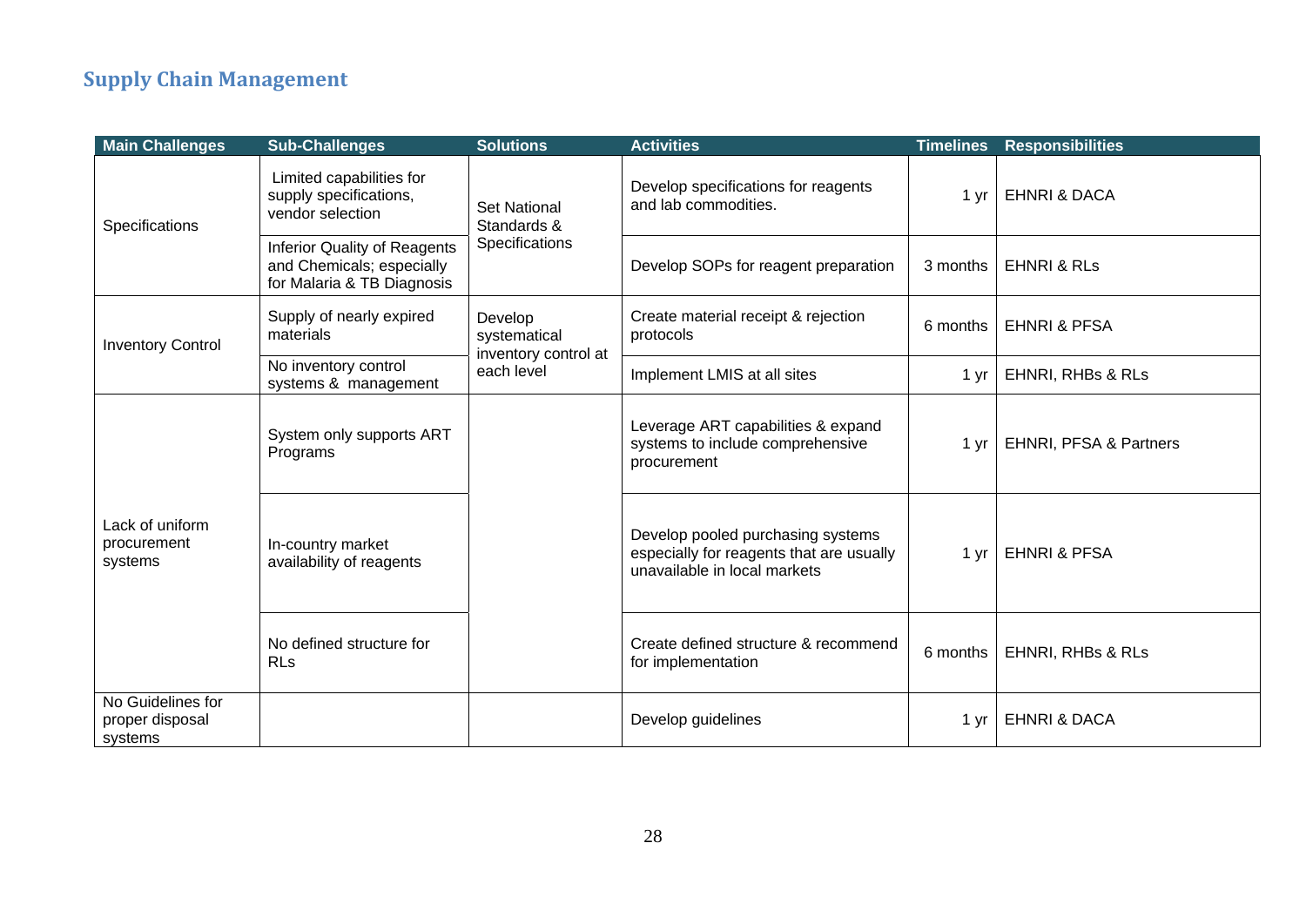## Supply Chain Management

| Main Challenges | Sub-Challenges | Solutions | Activities | Timelines | Responsibilities |
|---|---|---|---|---|---|
| Specifications | Limited capabilities for supply specifications, vendor selection | Set National Standards & Specifications | Develop specifications for reagents and lab commodities. | 1 yr | EHNRI & DACA |
| | Inferior Quality of Reagents and Chemicals; especially for Malaria & TB Diagnosis | | Develop SOPs for reagent preparation | 3 months | EHNRI & RLs |
| Inventory Control | Supply of nearly expired materials | Develop systematical inventory control at each level | Create material receipt & rejection protocols | 6 months | EHNRI & PFSA |
| | No inventory control systems & management | | Implement LMIS at all sites | 1 yr | EHNRI, RHBs & RLs |
| Lack of uniform procurement systems | System only supports ART Programs | | Leverage ART capabilities & expand systems to include comprehensive procurement | 1 yr | EHNRI, PFSA & Partners |
| | In-country market availability of reagents | | Develop pooled purchasing systems especially for reagents that are usually unavailable in local markets | 1 yr | EHNRI & PFSA |
| | No defined structure for RLs | | Create defined structure & recommend for implementation | 6 months | EHNRI, RHBs & RLs |
| No Guidelines for proper disposal systems | | | Develop guidelines | 1 yr | EHNRI & DACA |